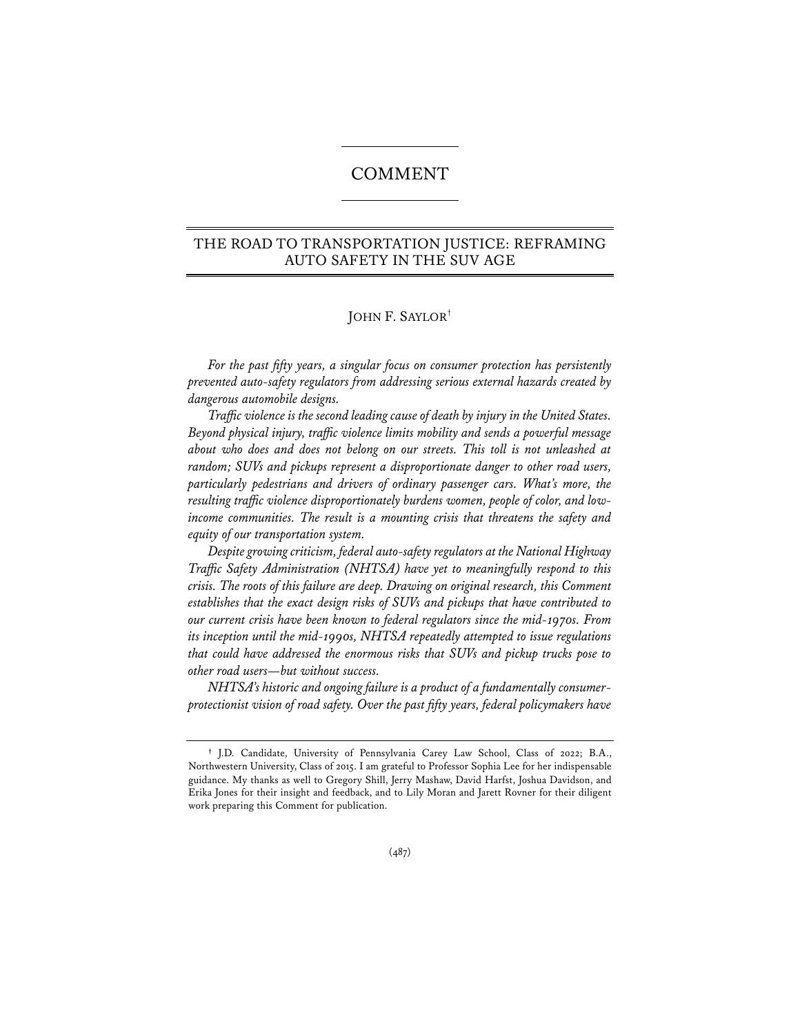# COMMENT

## THE ROAD TO TRANSPORTATION JUSTICE: REFRAMING AUTO SAFETY IN THE SUV AGE

JOHN F. SAYLOR[†]

*For the past fifty years, a singular focus on consumer protection has persistently prevented auto-safety regulators from addressing serious external hazards created by dangerous automobile designs.*

*Traffic violence is the second leading cause of death by injury in the United States. Beyond physical injury, traffic violence limits mobility and sends a powerful message about who does and does not belong on our streets. This toll is not unleashed at random; SUVs and pickups represent a disproportionate danger to other road users, particularly pedestrians and drivers of ordinary passenger cars. What's more, the resulting traffic violence disproportionately burdens women, people of color, and low-income communities. The result is a mounting crisis that threatens the safety and equity of our transportation system.*

*Despite growing criticism, federal auto-safety regulators at the National Highway Traffic Safety Administration (NHTSA) have yet to meaningfully respond to this crisis. The roots of this failure are deep. Drawing on original research, this Comment establishes that the exact design risks of SUVs and pickups that have contributed to our current crisis have been known to federal regulators since the mid-1970s. From its inception until the mid-1990s, NHTSA repeatedly attempted to issue regulations that could have addressed the enormous risks that SUVs and pickup trucks pose to other road users—but without success.*

*NHTSA's historic and ongoing failure is a product of a fundamentally consumer-protectionist vision of road safety. Over the past fifty years, federal policymakers have*

---

[†] J.D. Candidate, University of Pennsylvania Carey Law School, Class of 2022; B.A., Northwestern University, Class of 2015. I am grateful to Professor Sophia Lee for her indispensable guidance. My thanks as well to Gregory Shill, Jerry Mashaw, David Harfst, Joshua Davidson, and Erika Jones for their insight and feedback, and to Lily Moran and Jarett Rovner for their diligent work preparing this Comment for publication.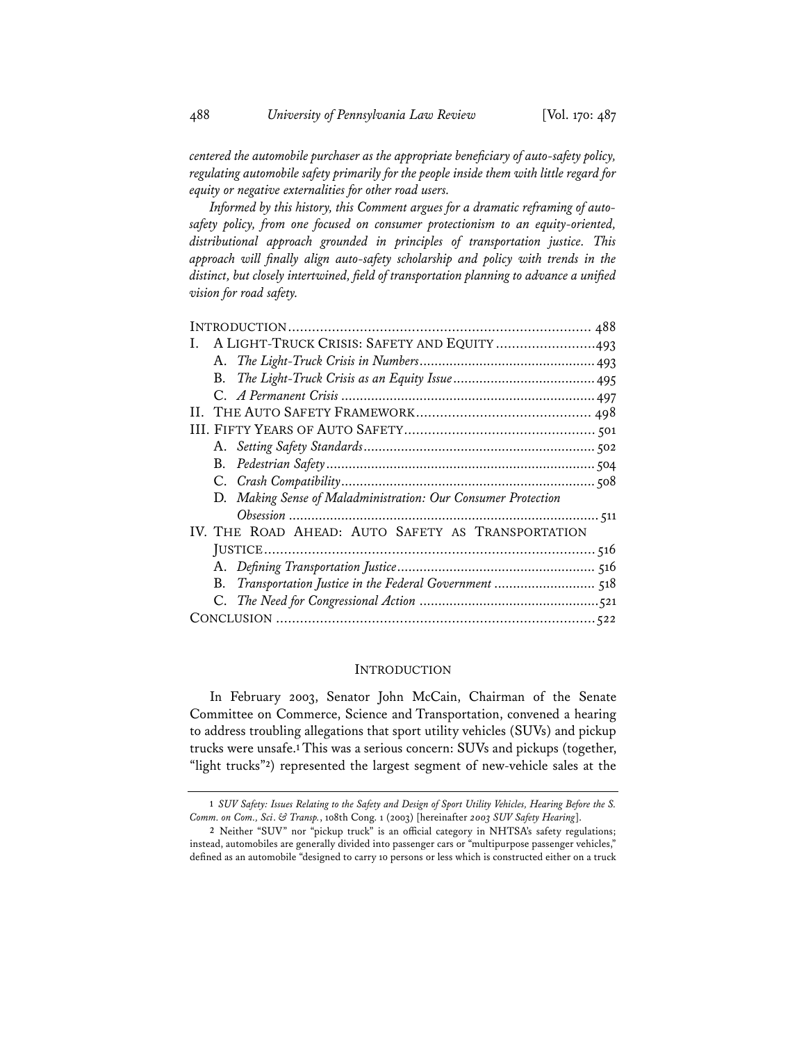*centered the automobile purchaser as the appropriate beneficiary of auto-safety policy, regulating automobile safety primarily for the people inside them with little regard for equity or negative externalities for other road users.*

*Informed by this history, this Comment argues for a dramatic reframing of auto-safety policy, from one focused on consumer protectionism to an equity-oriented, distributional approach grounded in principles of transportation justice. This approach will finally align auto-safety scholarship and policy with trends in the distinct, but closely intertwined, field of transportation planning to advance a unified vision for road safety.*

| | |
|---|---|
| INTRODUCTION | 488 |
| I. A LIGHT-TRUCK CRISIS: SAFETY AND EQUITY | 493 |
| A. *The Light-Truck Crisis in Numbers* | 493 |
| B. *The Light-Truck Crisis as an Equity Issue* | 495 |
| C. *A Permanent Crisis* | 497 |
| II. THE AUTO SAFETY FRAMEWORK | 498 |
| III. FIFTY YEARS OF AUTO SAFETY | 501 |
| A. *Setting Safety Standards* | 502 |
| B. *Pedestrian Safety* | 504 |
| C. *Crash Compatibility* | 508 |
| D. *Making Sense of Maladministration: Our Consumer Protection Obsession* | 511 |
| IV. THE ROAD AHEAD: AUTO SAFETY AS TRANSPORTATION JUSTICE | 516 |
| A. *Defining Transportation Justice* | 516 |
| B. *Transportation Justice in the Federal Government* | 518 |
| C. *The Need for Congressional Action* | 521 |
| CONCLUSION | 522 |

## INTRODUCTION

In February 2003, Senator John McCain, Chairman of the Senate Committee on Commerce, Science and Transportation, convened a hearing to address troubling allegations that sport utility vehicles (SUVs) and pickup trucks were unsafe.[1] This was a serious concern: SUVs and pickups (together, "light trucks"[2]) represented the largest segment of new-vehicle sales at the

---

1 *SUV Safety: Issues Relating to the Safety and Design of Sport Utility Vehicles, Hearing Before the S. Comm. on Com., Sci. & Transp.*, 108th Cong. 1 (2003) [hereinafter *2003 SUV Safety Hearing*].

2 Neither "SUV" nor "pickup truck" is an official category in NHTSA's safety regulations; instead, automobiles are generally divided into passenger cars or "multipurpose passenger vehicles," defined as an automobile "designed to carry 10 persons or less which is constructed either on a truck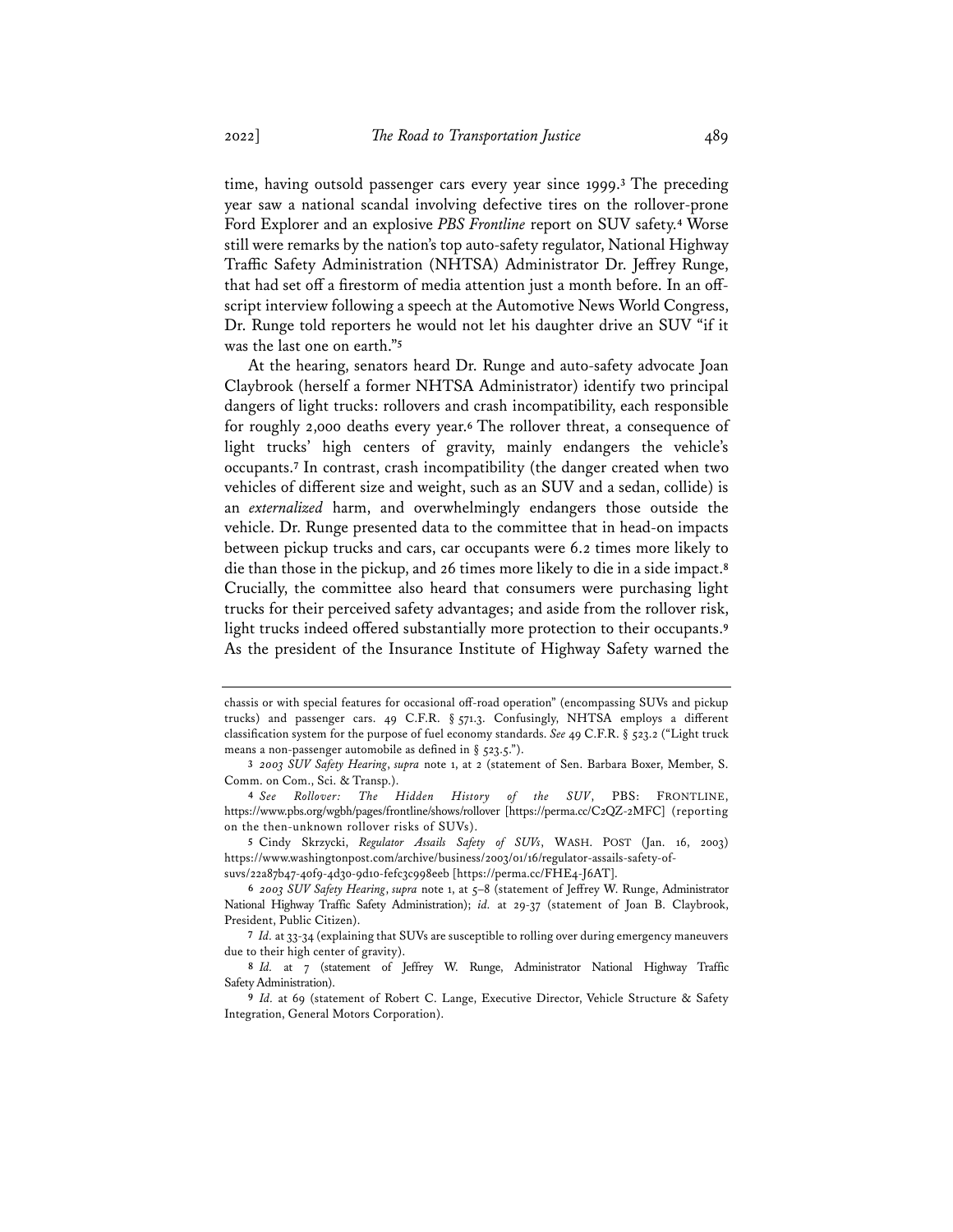time, having outsold passenger cars every year since 1999.[3] The preceding year saw a national scandal involving defective tires on the rollover-prone Ford Explorer and an explosive *PBS Frontline* report on SUV safety.[4] Worse still were remarks by the nation's top auto-safety regulator, National Highway Traffic Safety Administration (NHTSA) Administrator Dr. Jeffrey Runge, that had set off a firestorm of media attention just a month before. In an off-script interview following a speech at the Automotive News World Congress, Dr. Runge told reporters he would not let his daughter drive an SUV "if it was the last one on earth."[5]

At the hearing, senators heard Dr. Runge and auto-safety advocate Joan Claybrook (herself a former NHTSA Administrator) identify two principal dangers of light trucks: rollovers and crash incompatibility, each responsible for roughly 2,000 deaths every year.[6] The rollover threat, a consequence of light trucks' high centers of gravity, mainly endangers the vehicle's occupants.[7] In contrast, crash incompatibility (the danger created when two vehicles of different size and weight, such as an SUV and a sedan, collide) is an *externalized* harm, and overwhelmingly endangers those outside the vehicle. Dr. Runge presented data to the committee that in head-on impacts between pickup trucks and cars, car occupants were 6.2 times more likely to die than those in the pickup, and 26 times more likely to die in a side impact.[8] Crucially, the committee also heard that consumers were purchasing light trucks for their perceived safety advantages; and aside from the rollover risk, light trucks indeed offered substantially more protection to their occupants.[9] As the president of the Insurance Institute of Highway Safety warned the

---

chassis or with special features for occasional off-road operation" (encompassing SUVs and pickup trucks) and passenger cars. 49 C.F.R. § 571.3. Confusingly, NHTSA employs a different classification system for the purpose of fuel economy standards. *See* 49 C.F.R. § 523.2 ("Light truck means a non-passenger automobile as defined in § 523.5.").

3 *2003 SUV Safety Hearing*, *supra* note 1, at 2 (statement of Sen. Barbara Boxer, Member, S. Comm. on Com., Sci. & Transp.).

4 *See Rollover: The Hidden History of the SUV*, PBS: FRONTLINE, https://www.pbs.org/wgbh/pages/frontline/shows/rollover [https://perma.cc/C2QZ-2MFC] (reporting on the then-unknown rollover risks of SUVs).

5 Cindy Skrzycki, *Regulator Assails Safety of SUVs*, WASH. POST (Jan. 16, 2003) https://www.washingtonpost.com/archive/business/2003/01/16/regulator-assails-safety-of-suvs/22a87b47-40f9-4d30-9d10-fefc3c998eeb [https://perma.cc/FHE4-J6AT].

6 *2003 SUV Safety Hearing*, *supra* note 1, at 5–8 (statement of Jeffrey W. Runge, Administrator National Highway Traffic Safety Administration); *id.* at 29-37 (statement of Joan B. Claybrook, President, Public Citizen).

7 *Id.* at 33-34 (explaining that SUVs are susceptible to rolling over during emergency maneuvers due to their high center of gravity).

8 *Id.* at 7 (statement of Jeffrey W. Runge, Administrator National Highway Traffic Safety Administration).

9 *Id.* at 69 (statement of Robert C. Lange, Executive Director, Vehicle Structure & Safety Integration, General Motors Corporation).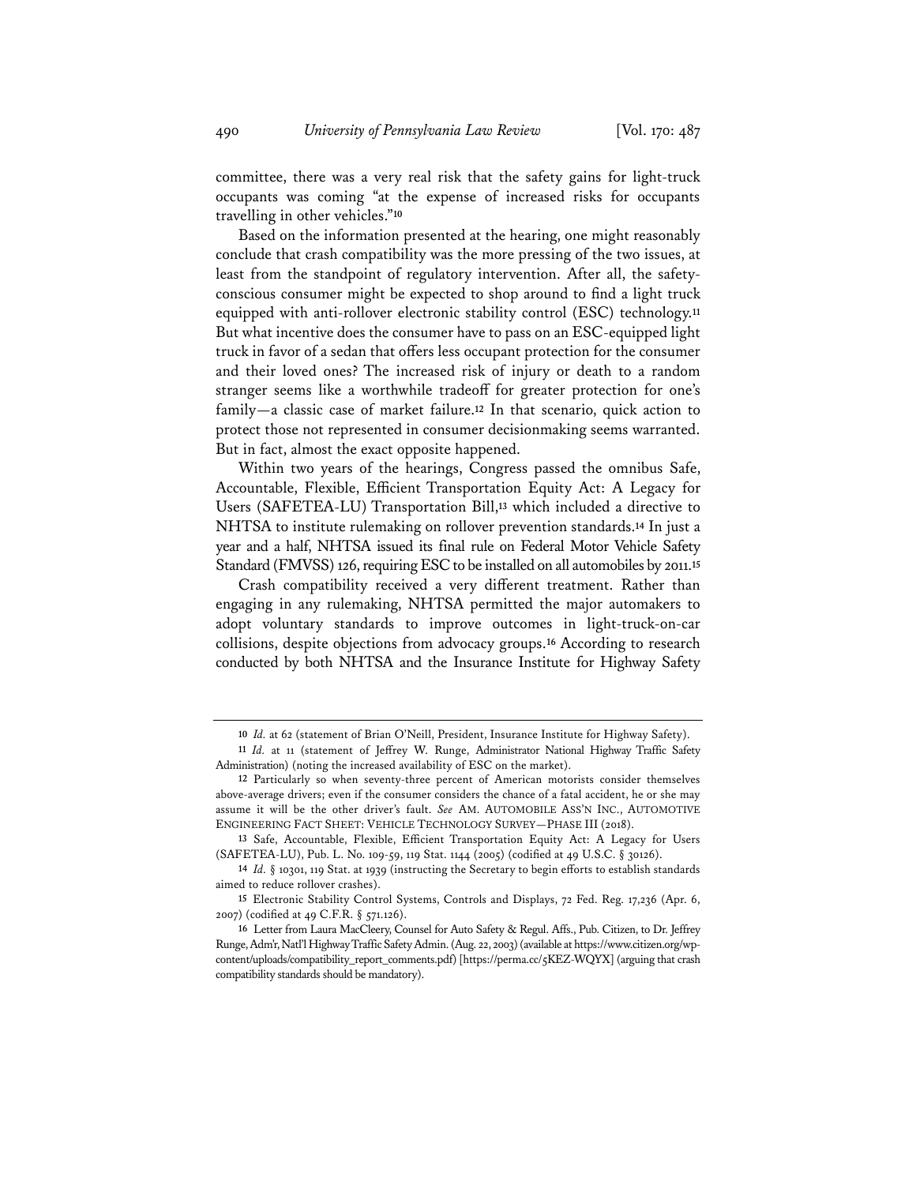committee, there was a very real risk that the safety gains for light-truck occupants was coming "at the expense of increased risks for occupants travelling in other vehicles."[10]

Based on the information presented at the hearing, one might reasonably conclude that crash compatibility was the more pressing of the two issues, at least from the standpoint of regulatory intervention. After all, the safety-conscious consumer might be expected to shop around to find a light truck equipped with anti-rollover electronic stability control (ESC) technology.[11] But what incentive does the consumer have to pass on an ESC-equipped light truck in favor of a sedan that offers less occupant protection for the consumer and their loved ones? The increased risk of injury or death to a random stranger seems like a worthwhile tradeoff for greater protection for one's family—a classic case of market failure.[12] In that scenario, quick action to protect those not represented in consumer decisionmaking seems warranted. But in fact, almost the exact opposite happened.

Within two years of the hearings, Congress passed the omnibus Safe, Accountable, Flexible, Efficient Transportation Equity Act: A Legacy for Users (SAFETEA-LU) Transportation Bill,[13] which included a directive to NHTSA to institute rulemaking on rollover prevention standards.[14] In just a year and a half, NHTSA issued its final rule on Federal Motor Vehicle Safety Standard (FMVSS) 126, requiring ESC to be installed on all automobiles by 2011.[15]

Crash compatibility received a very different treatment. Rather than engaging in any rulemaking, NHTSA permitted the major automakers to adopt voluntary standards to improve outcomes in light-truck-on-car collisions, despite objections from advocacy groups.[16] According to research conducted by both NHTSA and the Insurance Institute for Highway Safety

---

10 *Id.* at 62 (statement of Brian O'Neill, President, Insurance Institute for Highway Safety).

11 *Id.* at 11 (statement of Jeffrey W. Runge, Administrator National Highway Traffic Safety Administration) (noting the increased availability of ESC on the market).

12 Particularly so when seventy-three percent of American motorists consider themselves above-average drivers; even if the consumer considers the chance of a fatal accident, he or she may assume it will be the other driver's fault. *See* AM. AUTOMOBILE ASS'N INC., AUTOMOTIVE ENGINEERING FACT SHEET: VEHICLE TECHNOLOGY SURVEY—PHASE III (2018).

13 Safe, Accountable, Flexible, Efficient Transportation Equity Act: A Legacy for Users (SAFETEA-LU), Pub. L. No. 109-59, 119 Stat. 1144 (2005) (codified at 49 U.S.C. § 30126).

14 *Id.* § 10301, 119 Stat. at 1939 (instructing the Secretary to begin efforts to establish standards aimed to reduce rollover crashes).

15 Electronic Stability Control Systems, Controls and Displays, 72 Fed. Reg. 17,236 (Apr. 6, 2007) (codified at 49 C.F.R. § 571.126).

16 Letter from Laura MacCleery, Counsel for Auto Safety & Regul. Affs., Pub. Citizen, to Dr. Jeffrey Runge, Adm'r, Nat'l Highway Traffic Safety Admin. (Aug. 22, 2003) (available at https://www.citizen.org/wp-content/uploads/compatibility_report_comments.pdf) [https://perma.cc/5KEZ-WQYX] (arguing that crash compatibility standards should be mandatory).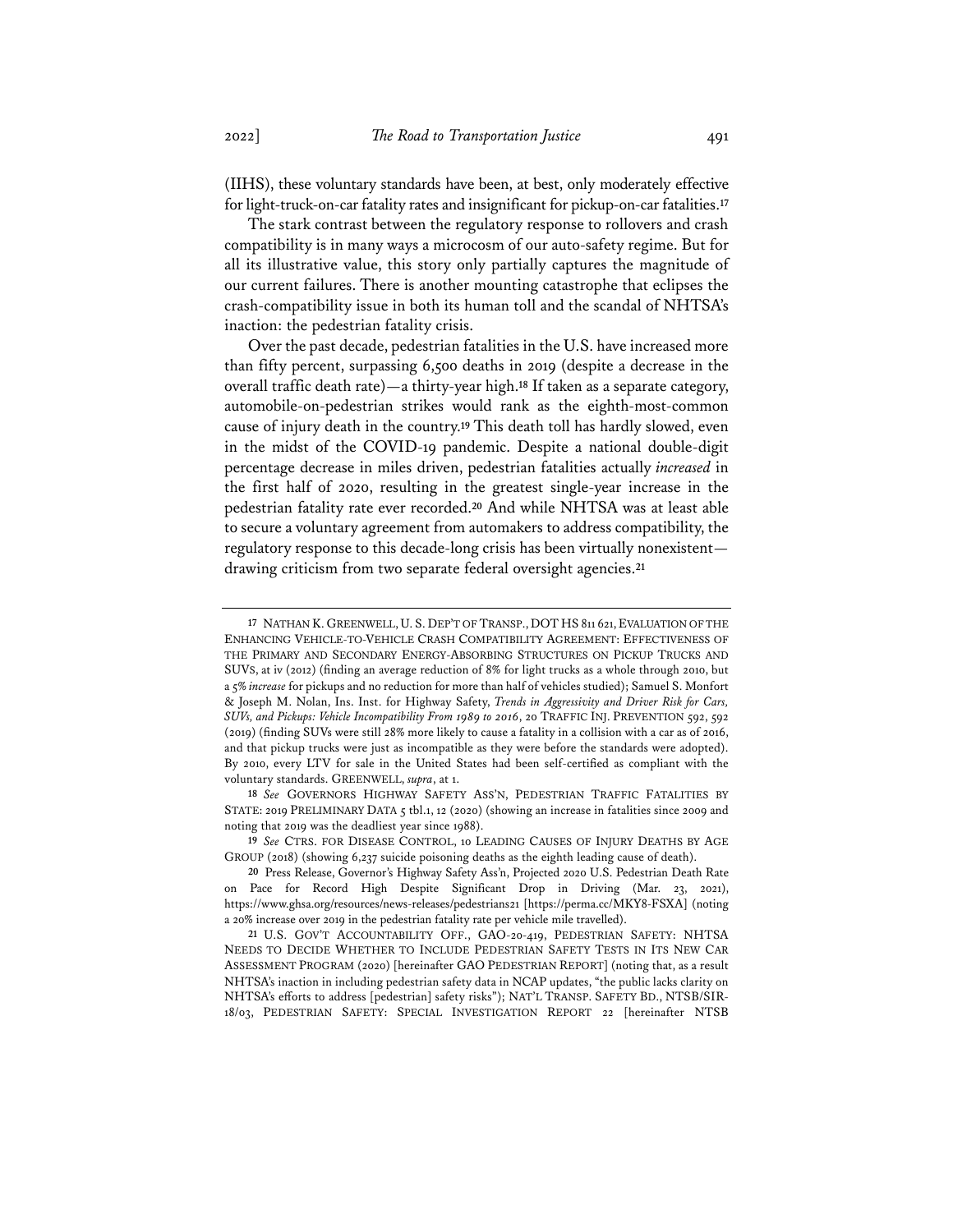(IIHS), these voluntary standards have been, at best, only moderately effective for light-truck-on-car fatality rates and insignificant for pickup-on-car fatalities.[17]

The stark contrast between the regulatory response to rollovers and crash compatibility is in many ways a microcosm of our auto-safety regime. But for all its illustrative value, this story only partially captures the magnitude of our current failures. There is another mounting catastrophe that eclipses the crash-compatibility issue in both its human toll and the scandal of NHTSA's inaction: the pedestrian fatality crisis.

Over the past decade, pedestrian fatalities in the U.S. have increased more than fifty percent, surpassing 6,500 deaths in 2019 (despite a decrease in the overall traffic death rate)—a thirty-year high.[18] If taken as a separate category, automobile-on-pedestrian strikes would rank as the eighth-most-common cause of injury death in the country.[19] This death toll has hardly slowed, even in the midst of the COVID-19 pandemic. Despite a national double-digit percentage decrease in miles driven, pedestrian fatalities actually *increased* in the first half of 2020, resulting in the greatest single-year increase in the pedestrian fatality rate ever recorded.[20] And while NHTSA was at least able to secure a voluntary agreement from automakers to address compatibility, the regulatory response to this decade-long crisis has been virtually nonexistent—drawing criticism from two separate federal oversight agencies.[21]

---

17 NATHAN K. GREENWELL, U. S. DEP'T OF TRANSP., DOT HS 811 621, EVALUATION OF THE ENHANCING VEHICLE-TO-VEHICLE CRASH COMPATIBILITY AGREEMENT: EFFECTIVENESS OF THE PRIMARY AND SECONDARY ENERGY-ABSORBING STRUCTURES ON PICKUP TRUCKS AND SUVS, at iv (2012) (finding an average reduction of 8% for light trucks as a whole through 2010, but a 5% *increase* for pickups and no reduction for more than half of vehicles studied); Samuel S. Monfort & Joseph M. Nolan, Ins. Inst. for Highway Safety, *Trends in Aggressivity and Driver Risk for Cars, SUVs, and Pickups: Vehicle Incompatibility From 1989 to 2016*, 20 TRAFFIC INJ. PREVENTION 592, 592 (2019) (finding SUVs were still 28% more likely to cause a fatality in a collision with a car as of 2016, and that pickup trucks were just as incompatible as they were before the standards were adopted). By 2010, every LTV for sale in the United States had been self-certified as compliant with the voluntary standards. GREENWELL, *supra*, at 1.

18 *See* GOVERNORS HIGHWAY SAFETY ASS'N, PEDESTRIAN TRAFFIC FATALITIES BY STATE: 2019 PRELIMINARY DATA 5 tbl.1, 12 (2020) (showing an increase in fatalities since 2009 and noting that 2019 was the deadliest year since 1988).

19 *See* CTRS. FOR DISEASE CONTROL, 10 LEADING CAUSES OF INJURY DEATHS BY AGE GROUP (2018) (showing 6,237 suicide poisoning deaths as the eighth leading cause of death).

20 Press Release, Governor's Highway Safety Ass'n, Projected 2020 U.S. Pedestrian Death Rate on Pace for Record High Despite Significant Drop in Driving (Mar. 23, 2021), https://www.ghsa.org/resources/news-releases/pedestrians21 [https://perma.cc/MKY8-FSXA] (noting a 20% increase over 2019 in the pedestrian fatality rate per vehicle mile travelled).

21 U.S. GOV'T ACCOUNTABILITY OFF., GAO-20-419, PEDESTRIAN SAFETY: NHTSA NEEDS TO DECIDE WHETHER TO INCLUDE PEDESTRIAN SAFETY TESTS IN ITS NEW CAR ASSESSMENT PROGRAM (2020) [hereinafter GAO PEDESTRIAN REPORT] (noting that, as a result NHTSA's inaction in including pedestrian safety data in NCAP updates, "the public lacks clarity on NHTSA's efforts to address [pedestrian] safety risks"); NAT'L TRANSP. SAFETY BD., NTSB/SIR-18/03, PEDESTRIAN SAFETY: SPECIAL INVESTIGATION REPORT 22 [hereinafter NTSB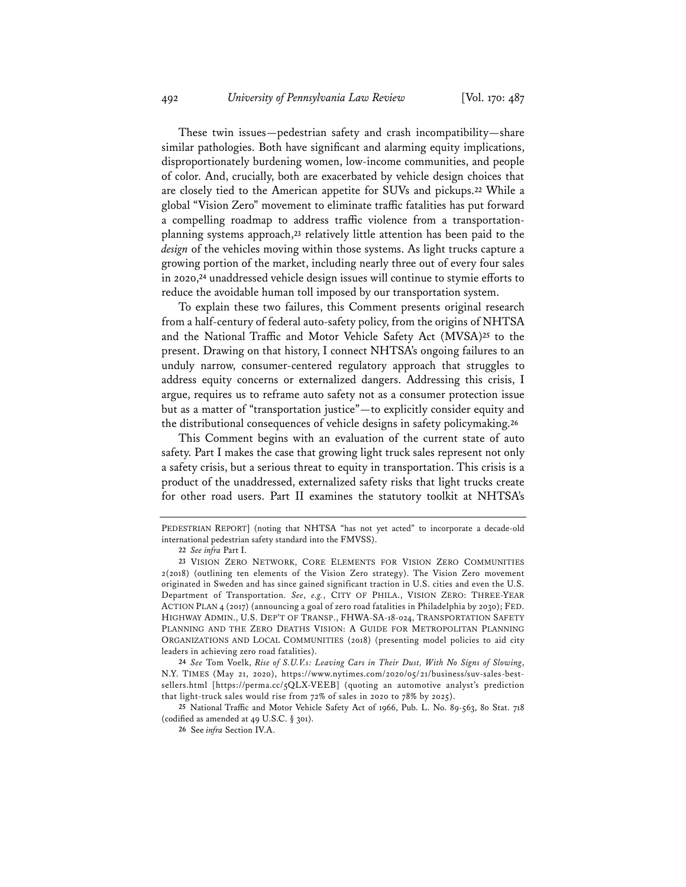These twin issues—pedestrian safety and crash incompatibility—share similar pathologies. Both have significant and alarming equity implications, disproportionately burdening women, low-income communities, and people of color. And, crucially, both are exacerbated by vehicle design choices that are closely tied to the American appetite for SUVs and pickups.[22] While a global "Vision Zero" movement to eliminate traffic fatalities has put forward a compelling roadmap to address traffic violence from a transportation-planning systems approach,[23] relatively little attention has been paid to the *design* of the vehicles moving within those systems. As light trucks capture a growing portion of the market, including nearly three out of every four sales in 2020,[24] unaddressed vehicle design issues will continue to stymie efforts to reduce the avoidable human toll imposed by our transportation system.

To explain these two failures, this Comment presents original research from a half-century of federal auto-safety policy, from the origins of NHTSA and the National Traffic and Motor Vehicle Safety Act (MVSA)[25] to the present. Drawing on that history, I connect NHTSA's ongoing failures to an unduly narrow, consumer-centered regulatory approach that struggles to address equity concerns or externalized dangers. Addressing this crisis, I argue, requires us to reframe auto safety not as a consumer protection issue but as a matter of "transportation justice"—to explicitly consider equity and the distributional consequences of vehicle designs in safety policymaking.[26]

This Comment begins with an evaluation of the current state of auto safety. Part I makes the case that growing light truck sales represent not only a safety crisis, but a serious threat to equity in transportation. This crisis is a product of the unaddressed, externalized safety risks that light trucks create for other road users. Part II examines the statutory toolkit at NHTSA's

---

PEDESTRIAN REPORT] (noting that NHTSA "has not yet acted" to incorporate a decade-old international pedestrian safety standard into the FMVSS).

22 *See infra* Part I.

23 VISION ZERO NETWORK, CORE ELEMENTS FOR VISION ZERO COMMUNITIES 2(2018) (outlining ten elements of the Vision Zero strategy). The Vision Zero movement originated in Sweden and has since gained significant traction in U.S. cities and even the U.S. Department of Transportation. *See*, *e.g.*, CITY OF PHILA., VISION ZERO: THREE-YEAR ACTION PLAN 4 (2017) (announcing a goal of zero road fatalities in Philadelphia by 2030); FED. HIGHWAY ADMIN., U.S. DEP'T OF TRANSP., FHWA-SA-18-024, TRANSPORTATION SAFETY PLANNING AND THE ZERO DEATHS VISION: A GUIDE FOR METROPOLITAN PLANNING ORGANIZATIONS AND LOCAL COMMUNITIES (2018) (presenting model policies to aid city leaders in achieving zero road fatalities).

24 *See* Tom Voelk, *Rise of S.U.V.s: Leaving Cars in Their Dust, With No Signs of Slowing*, N.Y. TIMES (May 21, 2020), https://www.nytimes.com/2020/05/21/business/suv-sales-best-sellers.html [https://perma.cc/5QLX-VEEB] (quoting an automotive analyst's prediction that light-truck sales would rise from 72% of sales in 2020 to 78% by 2025).

25 National Traffic and Motor Vehicle Safety Act of 1966, Pub. L. No. 89-563, 80 Stat. 718 (codified as amended at 49 U.S.C. § 301).

26 See *infra* Section IV.A.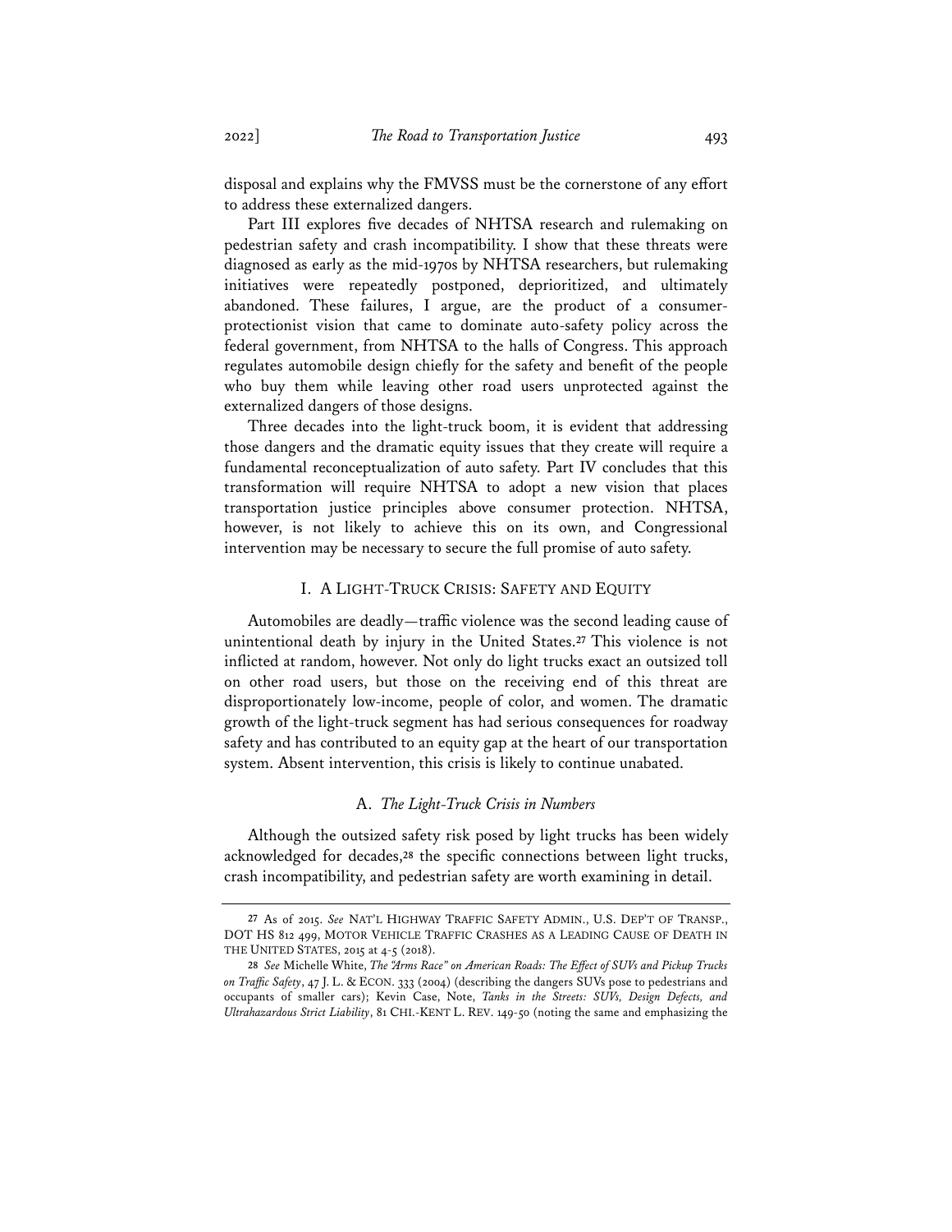disposal and explains why the FMVSS must be the cornerstone of any effort to address these externalized dangers.

Part III explores five decades of NHTSA research and rulemaking on pedestrian safety and crash incompatibility. I show that these threats were diagnosed as early as the mid-1970s by NHTSA researchers, but rulemaking initiatives were repeatedly postponed, deprioritized, and ultimately abandoned. These failures, I argue, are the product of a consumer-protectionist vision that came to dominate auto-safety policy across the federal government, from NHTSA to the halls of Congress. This approach regulates automobile design chiefly for the safety and benefit of the people who buy them while leaving other road users unprotected against the externalized dangers of those designs.

Three decades into the light-truck boom, it is evident that addressing those dangers and the dramatic equity issues that they create will require a fundamental reconceptualization of auto safety. Part IV concludes that this transformation will require NHTSA to adopt a new vision that places transportation justice principles above consumer protection. NHTSA, however, is not likely to achieve this on its own, and Congressional intervention may be necessary to secure the full promise of auto safety.

## I. A LIGHT-TRUCK CRISIS: SAFETY AND EQUITY

Automobiles are deadly—traffic violence was the second leading cause of unintentional death by injury in the United States.[27] This violence is not inflicted at random, however. Not only do light trucks exact an outsized toll on other road users, but those on the receiving end of this threat are disproportionately low-income, people of color, and women. The dramatic growth of the light-truck segment has had serious consequences for roadway safety and has contributed to an equity gap at the heart of our transportation system. Absent intervention, this crisis is likely to continue unabated.

### A. *The Light-Truck Crisis in Numbers*

Although the outsized safety risk posed by light trucks has been widely acknowledged for decades,[28] the specific connections between light trucks, crash incompatibility, and pedestrian safety are worth examining in detail.

---

27 As of 2015. *See* NAT'L HIGHWAY TRAFFIC SAFETY ADMIN., U.S. DEP'T OF TRANSP., DOT HS 812 499, MOTOR VEHICLE TRAFFIC CRASHES AS A LEADING CAUSE OF DEATH IN THE UNITED STATES, 2015 at 4-5 (2018).

28 *See* Michelle White, *The "Arms Race" on American Roads: The Effect of SUVs and Pickup Trucks on Traffic Safety*, 47 J. L. & ECON. 333 (2004) (describing the dangers SUVs pose to pedestrians and occupants of smaller cars); Kevin Case, Note, *Tanks in the Streets: SUVs, Design Defects, and Ultrahazardous Strict Liability*, 81 CHI.-KENT L. REV. 149-50 (noting the same and emphasizing the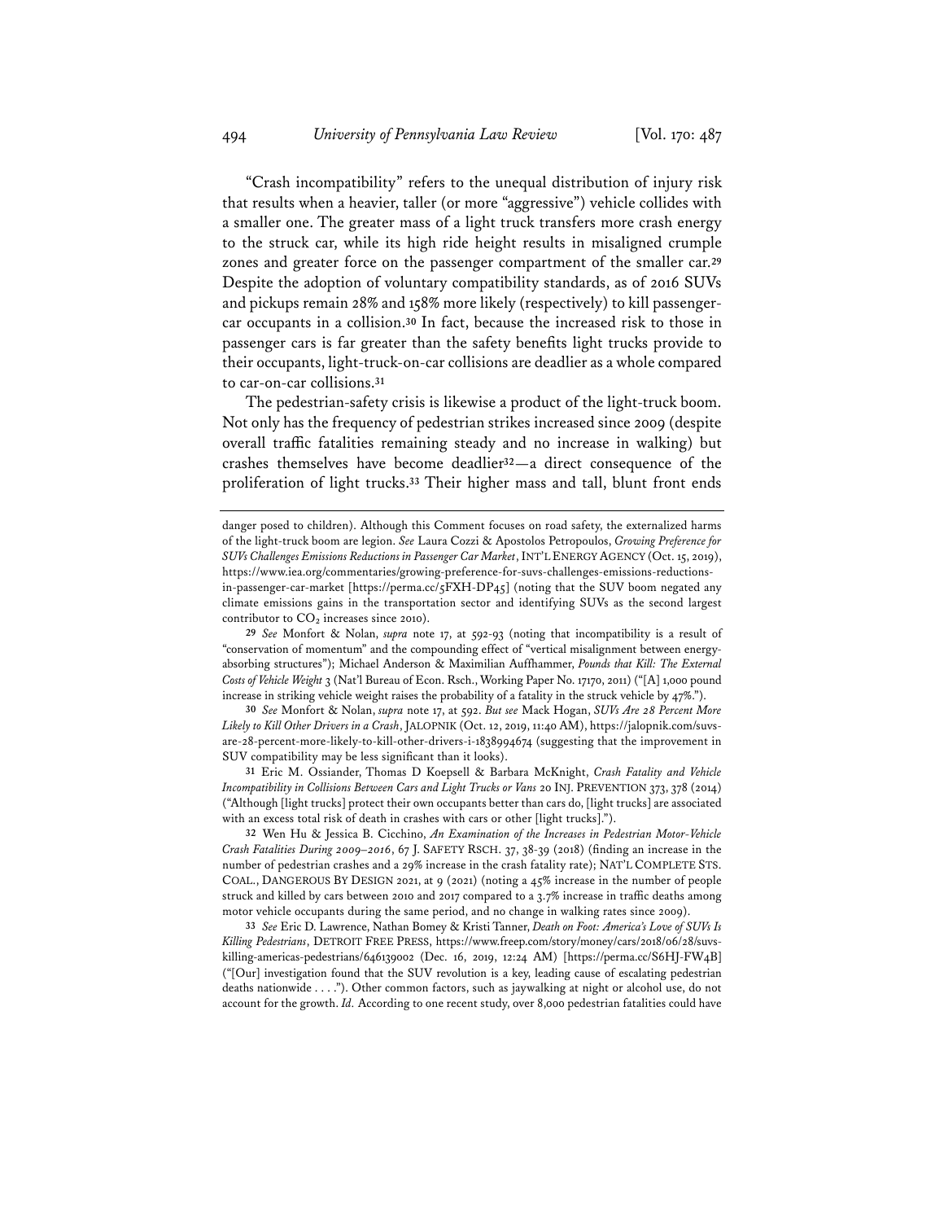"Crash incompatibility" refers to the unequal distribution of injury risk that results when a heavier, taller (or more "aggressive") vehicle collides with a smaller one. The greater mass of a light truck transfers more crash energy to the struck car, while its high ride height results in misaligned crumple zones and greater force on the passenger compartment of the smaller car.[29] Despite the adoption of voluntary compatibility standards, as of 2016 SUVs and pickups remain 28% and 158% more likely (respectively) to kill passenger-car occupants in a collision.[30] In fact, because the increased risk to those in passenger cars is far greater than the safety benefits light trucks provide to their occupants, light-truck-on-car collisions are deadlier as a whole compared to car-on-car collisions.[31]

The pedestrian-safety crisis is likewise a product of the light-truck boom. Not only has the frequency of pedestrian strikes increased since 2009 (despite overall traffic fatalities remaining steady and no increase in walking) but crashes themselves have become deadlier[32]—a direct consequence of the proliferation of light trucks.[33] Their higher mass and tall, blunt front ends

---

danger posed to children). Although this Comment focuses on road safety, the externalized harms of the light-truck boom are legion. *See* Laura Cozzi & Apostolos Petropoulos, *Growing Preference for SUVs Challenges Emissions Reductions in Passenger Car Market*, INT'L ENERGY AGENCY (Oct. 15, 2019), https://www.iea.org/commentaries/growing-preference-for-suvs-challenges-emissions-reductions-in-passenger-car-market [https://perma.cc/5FXH-DP45] (noting that the SUV boom negated any climate emissions gains in the transportation sector and identifying SUVs as the second largest contributor to $CO_2$ increases since 2010).

29 *See* Monfort & Nolan, *supra* note 17, at 592-93 (noting that incompatibility is a result of "conservation of momentum" and the compounding effect of "vertical misalignment between energy-absorbing structures"); Michael Anderson & Maximilian Auffhammer, *Pounds that Kill: The External Costs of Vehicle Weight* 3 (Nat'l Bureau of Econ. Rsch., Working Paper No. 17170, 2011) ("[A] 1,000 pound increase in striking vehicle weight raises the probability of a fatality in the struck vehicle by 47%.").

30 *See* Monfort & Nolan, *supra* note 17, at 592. *But see* Mack Hogan, *SUVs Are 28 Percent More Likely to Kill Other Drivers in a Crash*, JALOPNIK (Oct. 12, 2019, 11:40 AM), https://jalopnik.com/suvs-are-28-percent-more-likely-to-kill-other-drivers-i-1838994674 (suggesting that the improvement in SUV compatibility may be less significant than it looks).

31 Eric M. Ossiander, Thomas D Koepsell & Barbara McKnight, *Crash Fatality and Vehicle Incompatibility in Collisions Between Cars and Light Trucks or Vans* 20 INJ. PREVENTION 373, 378 (2014) ("Although [light trucks] protect their own occupants better than cars do, [light trucks] are associated with an excess total risk of death in crashes with cars or other [light trucks].").

32 Wen Hu & Jessica B. Cicchino, *An Examination of the Increases in Pedestrian Motor-Vehicle Crash Fatalities During 2009–2016*, 67 J. SAFETY RSCH. 37, 38-39 (2018) (finding an increase in the number of pedestrian crashes and a 29% increase in the crash fatality rate); NAT'L COMPLETE STS. COAL., DANGEROUS BY DESIGN 2021, at 9 (2021) (noting a 45% increase in the number of people struck and killed by cars between 2010 and 2017 compared to a 3.7% increase in traffic deaths among motor vehicle occupants during the same period, and no change in walking rates since 2009).

33 *See* Eric D. Lawrence, Nathan Bomey & Kristi Tanner, *Death on Foot: America's Love of SUVs Is Killing Pedestrians*, DETROIT FREE PRESS, https://www.freep.com/story/money/cars/2018/06/28/suvs-killing-americas-pedestrians/646139002 (Dec. 16, 2019, 12:24 AM) [https://perma.cc/S6HJ-FW4B] ("[Our] investigation found that the SUV revolution is a key, leading cause of escalating pedestrian deaths nationwide . . . ."). Other common factors, such as jaywalking at night or alcohol use, do not account for the growth. *Id.* According to one recent study, over 8,000 pedestrian fatalities could have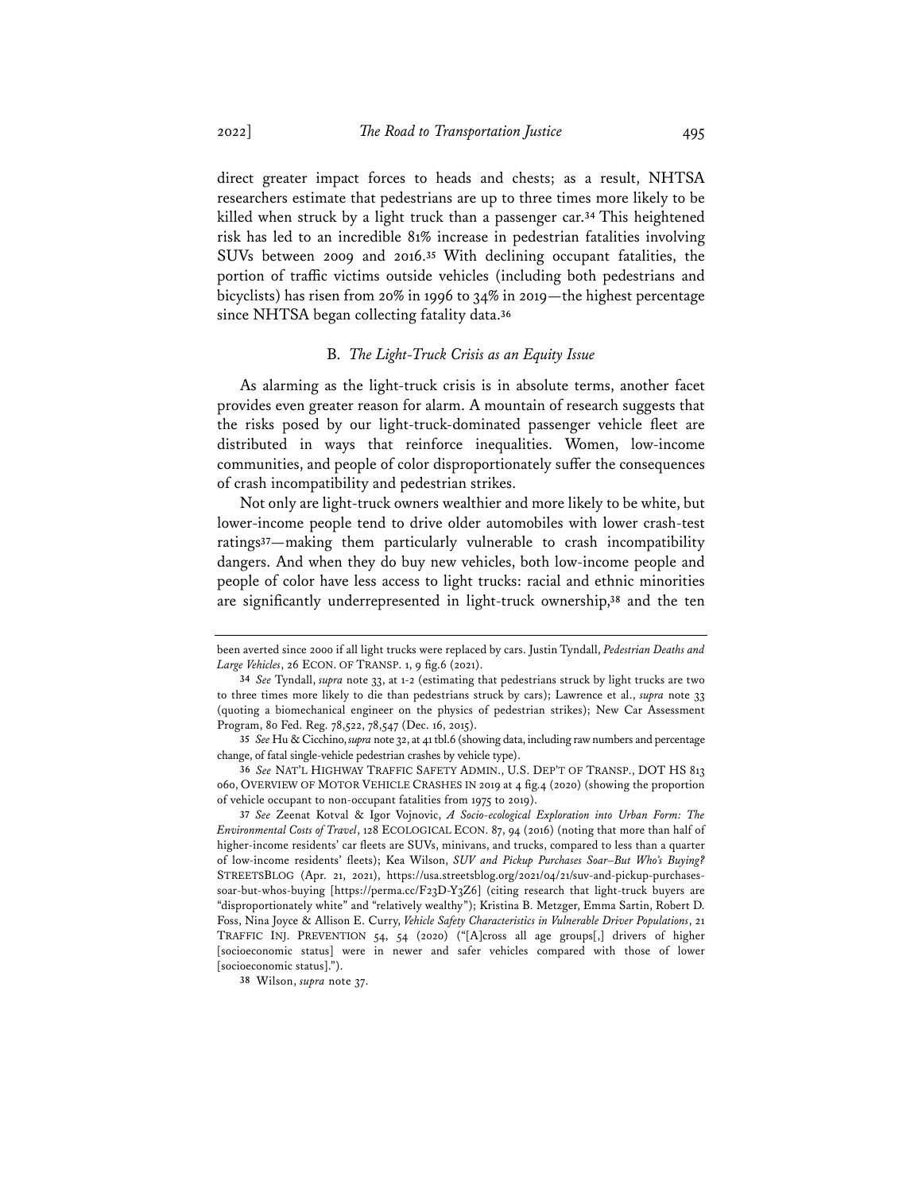direct greater impact forces to heads and chests; as a result, NHTSA researchers estimate that pedestrians are up to three times more likely to be killed when struck by a light truck than a passenger car.[34] This heightened risk has led to an incredible 81% increase in pedestrian fatalities involving SUVs between 2009 and 2016.[35] With declining occupant fatalities, the portion of traffic victims outside vehicles (including both pedestrians and bicyclists) has risen from 20% in 1996 to 34% in 2019—the highest percentage since NHTSA began collecting fatality data.[36]

### B. *The Light-Truck Crisis as an Equity Issue*

As alarming as the light-truck crisis is in absolute terms, another facet provides even greater reason for alarm. A mountain of research suggests that the risks posed by our light-truck-dominated passenger vehicle fleet are distributed in ways that reinforce inequalities. Women, low-income communities, and people of color disproportionately suffer the consequences of crash incompatibility and pedestrian strikes.

Not only are light-truck owners wealthier and more likely to be white, but lower-income people tend to drive older automobiles with lower crash-test ratings[37]—making them particularly vulnerable to crash incompatibility dangers. And when they do buy new vehicles, both low-income people and people of color have less access to light trucks: racial and ethnic minorities are significantly underrepresented in light-truck ownership,[38] and the ten

---

been averted since 2000 if all light trucks were replaced by cars. Justin Tyndall, *Pedestrian Deaths and Large Vehicles*, 26 ECON. OF TRANSP. 1, 9 fig.6 (2021).

34 *See* Tyndall, *supra* note 33, at 1-2 (estimating that pedestrians struck by light trucks are two to three times more likely to die than pedestrians struck by cars); Lawrence et al., *supra* note 33 (quoting a biomechanical engineer on the physics of pedestrian strikes); New Car Assessment Program, 80 Fed. Reg. 78,522, 78,547 (Dec. 16, 2015).

35 *See* Hu & Cicchino, *supra* note 32, at 41 tbl.6 (showing data, including raw numbers and percentage change, of fatal single-vehicle pedestrian crashes by vehicle type).

36 *See* NAT'L HIGHWAY TRAFFIC SAFETY ADMIN., U.S. DEP'T OF TRANSP., DOT HS 813 060, OVERVIEW OF MOTOR VEHICLE CRASHES IN 2019 at 4 fig.4 (2020) (showing the proportion of vehicle occupant to non-occupant fatalities from 1975 to 2019).

37 *See* Zeenat Kotval & Igor Vojnovic, *A Socio-ecological Exploration into Urban Form: The Environmental Costs of Travel*, 128 ECOLOGICAL ECON. 87, 94 (2016) (noting that more than half of higher-income residents' car fleets are SUVs, minivans, and trucks, compared to less than a quarter of low-income residents' fleets); Kea Wilson, *SUV and Pickup Purchases Soar–But Who's Buying?* STREETSBLOG (Apr. 21, 2021), https://usa.streetsblog.org/2021/04/21/suv-and-pickup-purchases-soar-but-whos-buying [https://perma.cc/F23D-Y3Z6] (citing research that light-truck buyers are "disproportionately white" and "relatively wealthy"); Kristina B. Metzger, Emma Sartin, Robert D. Foss, Nina Joyce & Allison E. Curry, *Vehicle Safety Characteristics in Vulnerable Driver Populations*, 21 TRAFFIC INJ. PREVENTION 54, 54 (2020) ("[A]cross all age groups[,] drivers of higher [socioeconomic status] were in newer and safer vehicles compared with those of lower [socioeconomic status].").

38 Wilson, *supra* note 37.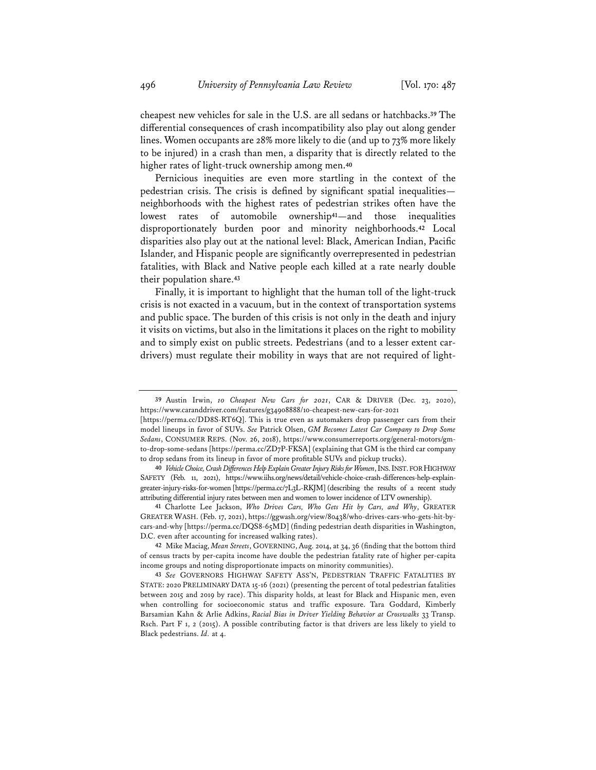cheapest new vehicles for sale in the U.S. are all sedans or hatchbacks.[39] The differential consequences of crash incompatibility also play out along gender lines. Women occupants are 28% more likely to die (and up to 73% more likely to be injured) in a crash than men, a disparity that is directly related to the higher rates of light-truck ownership among men.[40]

Pernicious inequities are even more startling in the context of the pedestrian crisis. The crisis is defined by significant spatial inequalities—neighborhoods with the highest rates of pedestrian strikes often have the lowest rates of automobile ownership[41]—and those inequalities disproportionately burden poor and minority neighborhoods.[42] Local disparities also play out at the national level: Black, American Indian, Pacific Islander, and Hispanic people are significantly overrepresented in pedestrian fatalities, with Black and Native people each killed at a rate nearly double their population share.[43]

Finally, it is important to highlight that the human toll of the light-truck crisis is not exacted in a vacuum, but in the context of transportation systems and public space. The burden of this crisis is not only in the death and injury it visits on victims, but also in the limitations it places on the right to mobility and to simply exist on public streets. Pedestrians (and to a lesser extent car-drivers) must regulate their mobility in ways that are not required of light-

---

39 Austin Irwin, *10 Cheapest New Cars for 2021*, CAR & DRIVER (Dec. 23, 2020), https://www.caranddriver.com/features/g34908888/10-cheapest-new-cars-for-2021 [https://perma.cc/DD8S-RT6Q]. This is true even as automakers drop passenger cars from their model lineups in favor of SUVs. *See* Patrick Olsen, *GM Becomes Latest Car Company to Drop Some Sedans*, CONSUMER REPS. (Nov. 26, 2018), https://www.consumerreports.org/general-motors/gm-to-drop-some-sedans [https://perma.cc/ZD7P-FKSA] (explaining that GM is the third car company to drop sedans from its lineup in favor of more profitable SUVs and pickup trucks).

40 *Vehicle Choice, Crash Differences Help Explain Greater Injury Risks for Women*, INS. INST. FOR HIGHWAY SAFETY (Feb. 11, 2021), https://www.iihs.org/news/detail/vehicle-choice-crash-differences-help-explain-greater-injury-risks-for-women [https://perma.cc/7L3L-RKJM] (describing the results of a recent study attributing differential injury rates between men and women to lower incidence of LTV ownership).

41 Charlotte Lee Jackson, *Who Drives Cars, Who Gets Hit by Cars, and Why*, GREATER GREATER WASH. (Feb. 17, 2021), https://ggwash.org/view/80438/who-drives-cars-who-gets-hit-by-cars-and-why [https://perma.cc/DQS8-65MD] (finding pedestrian death disparities in Washington, D.C. even after accounting for increased walking rates).

42 Mike Maciag, *Mean Streets*, GOVERNING, Aug. 2014, at 34, 36 (finding that the bottom third of census tracts by per-capita income have double the pedestrian fatality rate of higher per-capita income groups and noting disproportionate impacts on minority communities).

43 *See* GOVERNORS HIGHWAY SAFETY ASS'N, PEDESTRIAN TRAFFIC FATALITIES BY STATE: 2020 PRELIMINARY DATA 15-16 (2021) (presenting the percent of total pedestrian fatalities between 2015 and 2019 by race). This disparity holds, at least for Black and Hispanic men, even when controlling for socioeconomic status and traffic exposure. Tara Goddard, Kimberly Barsamian Kahn & Arlie Adkins, *Racial Bias in Driver Yielding Behavior at Crosswalks* 33 Transp. Rsch. Part F 1, 2 (2015). A possible contributing factor is that drivers are less likely to yield to Black pedestrians. *Id.* at 4.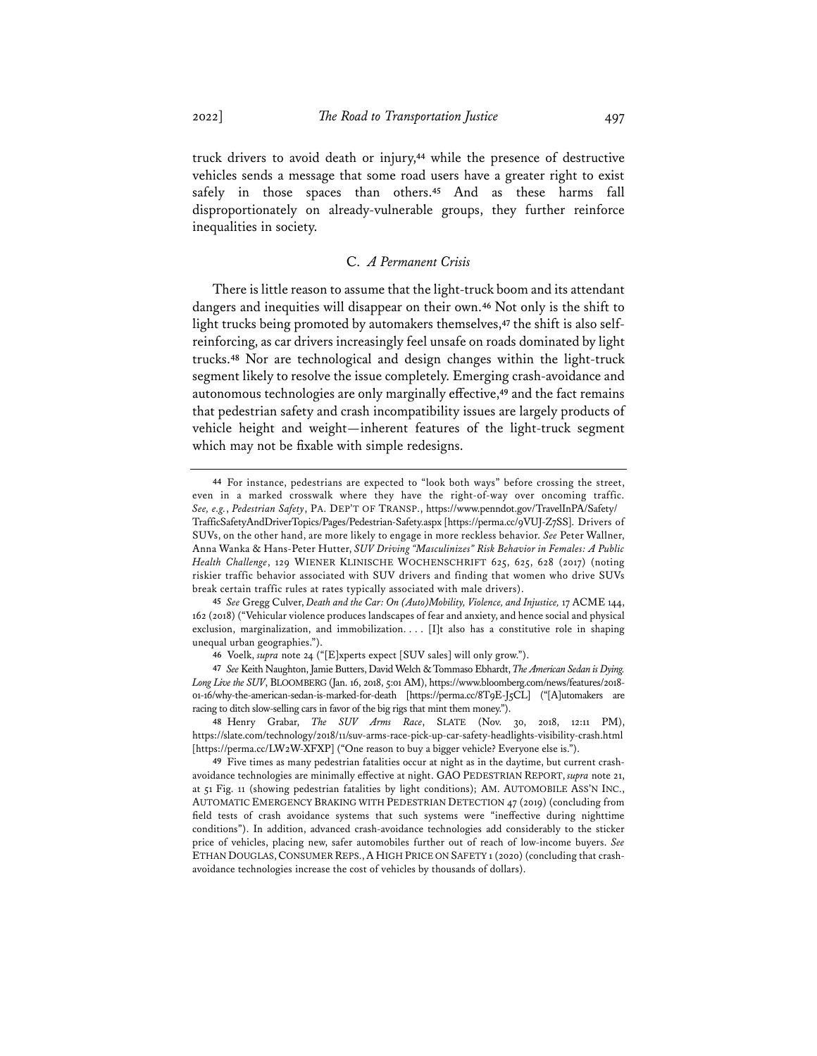truck drivers to avoid death or injury,[44] while the presence of destructive vehicles sends a message that some road users have a greater right to exist safely in those spaces than others.[45] And as these harms fall disproportionately on already-vulnerable groups, they further reinforce inequalities in society.

### C. *A Permanent Crisis*

There is little reason to assume that the light-truck boom and its attendant dangers and inequities will disappear on their own.[46] Not only is the shift to light trucks being promoted by automakers themselves,[47] the shift is also self-reinforcing, as car drivers increasingly feel unsafe on roads dominated by light trucks.[48] Nor are technological and design changes within the light-truck segment likely to resolve the issue completely. Emerging crash-avoidance and autonomous technologies are only marginally effective,[49] and the fact remains that pedestrian safety and crash incompatibility issues are largely products of vehicle height and weight—inherent features of the light-truck segment which may not be fixable with simple redesigns.

---

44 For instance, pedestrians are expected to "look both ways" before crossing the street, even in a marked crosswalk where they have the right-of-way over oncoming traffic. *See, e.g.*, *Pedestrian Safety*, PA. DEP'T OF TRANSP., https://www.penndot.gov/TravelInPA/Safety/TrafficSafetyAndDriverTopics/Pages/Pedestrian-Safety.aspx [https://perma.cc/9VUJ-Z7SS]. Drivers of SUVs, on the other hand, are more likely to engage in more reckless behavior. *See* Peter Wallner, Anna Wanka & Hans-Peter Hutter, *SUV Driving "Masculinizes" Risk Behavior in Females: A Public Health Challenge*, 129 WIENER KLINISCHE WOCHENSCHRIFT 625, 625, 628 (2017) (noting riskier traffic behavior associated with SUV drivers and finding that women who drive SUVs break certain traffic rules at rates typically associated with male drivers).

45 *See* Gregg Culver, *Death and the Car: On (Auto)Mobility, Violence, and Injustice,* 17 ACME 144, 162 (2018) ("Vehicular violence produces landscapes of fear and anxiety, and hence social and physical exclusion, marginalization, and immobilization. . . . [I]t also has a constitutive role in shaping unequal urban geographies.").

46 Voelk, *supra* note 24 ("[E]xperts expect [SUV sales] will only grow.").

47 *See* Keith Naughton, Jamie Butters, David Welch & Tommaso Ebhardt, *The American Sedan is Dying. Long Live the SUV*, BLOOMBERG (Jan. 16, 2018, 5:01 AM), https://www.bloomberg.com/news/features/2018-01-16/why-the-american-sedan-is-marked-for-death [https://perma.cc/8T9E-J5CL] ("[A]utomakers are racing to ditch slow-selling cars in favor of the big rigs that mint them money.").

48 Henry Grabar, *The SUV Arms Race*, SLATE (Nov. 30, 2018, 12:11 PM), https://slate.com/technology/2018/11/suv-arms-race-pick-up-car-safety-headlights-visibility-crash.html [https://perma.cc/LW2W-XFXP] ("One reason to buy a bigger vehicle? Everyone else is.").

49 Five times as many pedestrian fatalities occur at night as in the daytime, but current crash-avoidance technologies are minimally effective at night. GAO PEDESTRIAN REPORT, *supra* note 21, at 51 Fig. 11 (showing pedestrian fatalities by light conditions); AM. AUTOMOBILE ASS'N INC., AUTOMATIC EMERGENCY BRAKING WITH PEDESTRIAN DETECTION 47 (2019) (concluding from field tests of crash avoidance systems that such systems were "ineffective during nighttime conditions"). In addition, advanced crash-avoidance technologies add considerably to the sticker price of vehicles, placing new, safer automobiles further out of reach of low-income buyers. *See* ETHAN DOUGLAS, CONSUMER REPS., A HIGH PRICE ON SAFETY 1 (2020) (concluding that crash-avoidance technologies increase the cost of vehicles by thousands of dollars).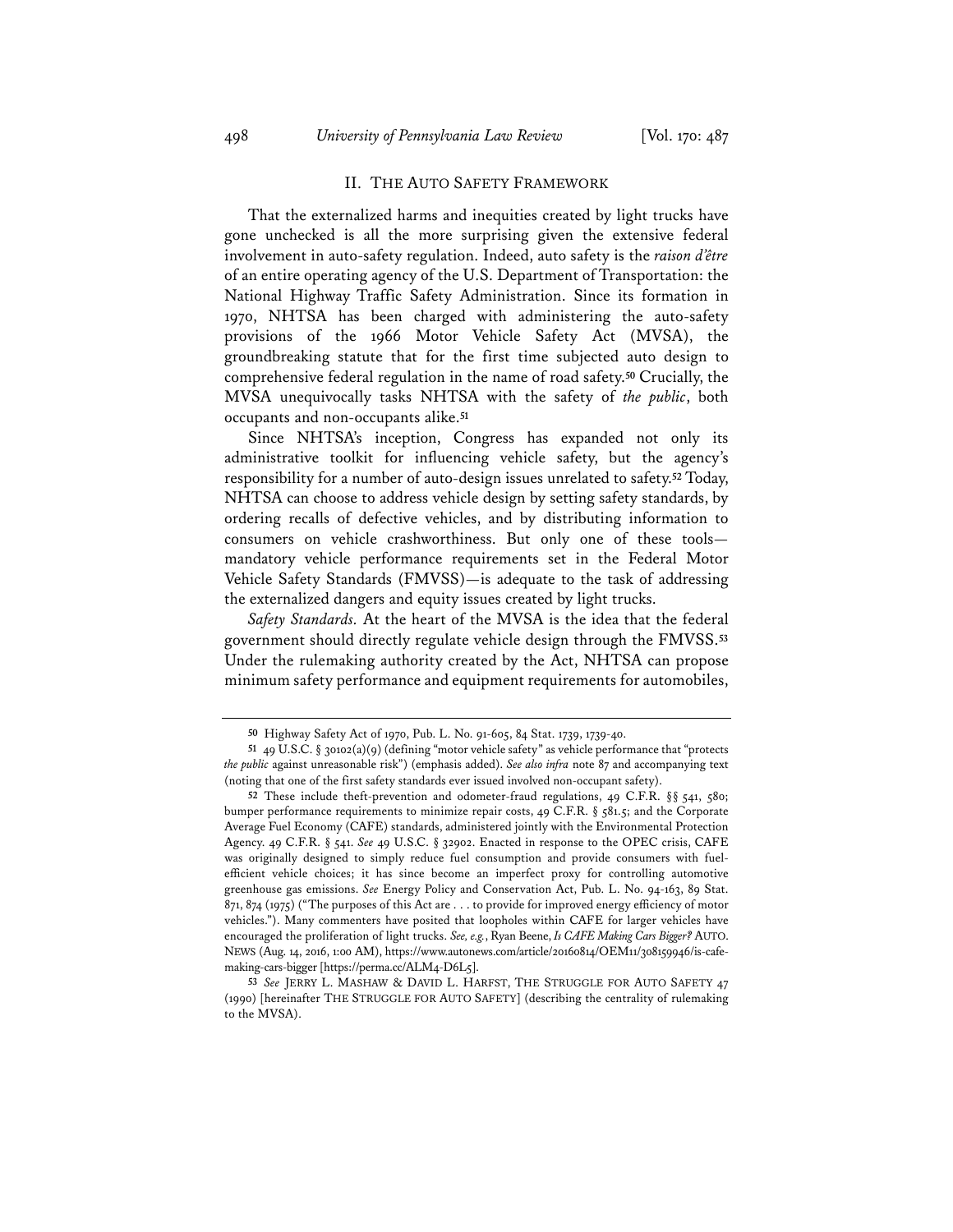## II. THE AUTO SAFETY FRAMEWORK

That the externalized harms and inequities created by light trucks have gone unchecked is all the more surprising given the extensive federal involvement in auto-safety regulation. Indeed, auto safety is the *raison d'être* of an entire operating agency of the U.S. Department of Transportation: the National Highway Traffic Safety Administration. Since its formation in 1970, NHTSA has been charged with administering the auto-safety provisions of the 1966 Motor Vehicle Safety Act (MVSA), the groundbreaking statute that for the first time subjected auto design to comprehensive federal regulation in the name of road safety.[50] Crucially, the MVSA unequivocally tasks NHTSA with the safety of *the public*, both occupants and non-occupants alike.[51]

Since NHTSA's inception, Congress has expanded not only its administrative toolkit for influencing vehicle safety, but the agency's responsibility for a number of auto-design issues unrelated to safety.[52] Today, NHTSA can choose to address vehicle design by setting safety standards, by ordering recalls of defective vehicles, and by distributing information to consumers on vehicle crashworthiness. But only one of these tools—mandatory vehicle performance requirements set in the Federal Motor Vehicle Safety Standards (FMVSS)—is adequate to the task of addressing the externalized dangers and equity issues created by light trucks.

*Safety Standards*. At the heart of the MVSA is the idea that the federal government should directly regulate vehicle design through the FMVSS.[53] Under the rulemaking authority created by the Act, NHTSA can propose minimum safety performance and equipment requirements for automobiles,

---

50 Highway Safety Act of 1970, Pub. L. No. 91-605, 84 Stat. 1739, 1739-40.

51 49 U.S.C. § 30102(a)(9) (defining "motor vehicle safety" as vehicle performance that "protects *the public* against unreasonable risk") (emphasis added). *See also infra* note 87 and accompanying text (noting that one of the first safety standards ever issued involved non-occupant safety).

52 These include theft-prevention and odometer-fraud regulations, 49 C.F.R. §§ 541, 580; bumper performance requirements to minimize repair costs, 49 C.F.R. § 581.5; and the Corporate Average Fuel Economy (CAFE) standards, administered jointly with the Environmental Protection Agency. 49 C.F.R. § 541. *See* 49 U.S.C. § 32902. Enacted in response to the OPEC crisis, CAFE was originally designed to simply reduce fuel consumption and provide consumers with fuel-efficient vehicle choices; it has since become an imperfect proxy for controlling automotive greenhouse gas emissions. *See* Energy Policy and Conservation Act, Pub. L. No. 94-163, 89 Stat. 871, 874 (1975) ("The purposes of this Act are . . . to provide for improved energy efficiency of motor vehicles."). Many commenters have posited that loopholes within CAFE for larger vehicles have encouraged the proliferation of light trucks. *See, e.g.*, Ryan Beene, *Is CAFE Making Cars Bigger?* AUTO. NEWS (Aug. 14, 2016, 1:00 AM), https://www.autonews.com/article/20160814/OEM11/308159946/is-cafe-making-cars-bigger [https://perma.cc/ALM4-D6L5].

53 *See* JERRY L. MASHAW & DAVID L. HARFST, THE STRUGGLE FOR AUTO SAFETY 47 (1990) [hereinafter THE STRUGGLE FOR AUTO SAFETY] (describing the centrality of rulemaking to the MVSA).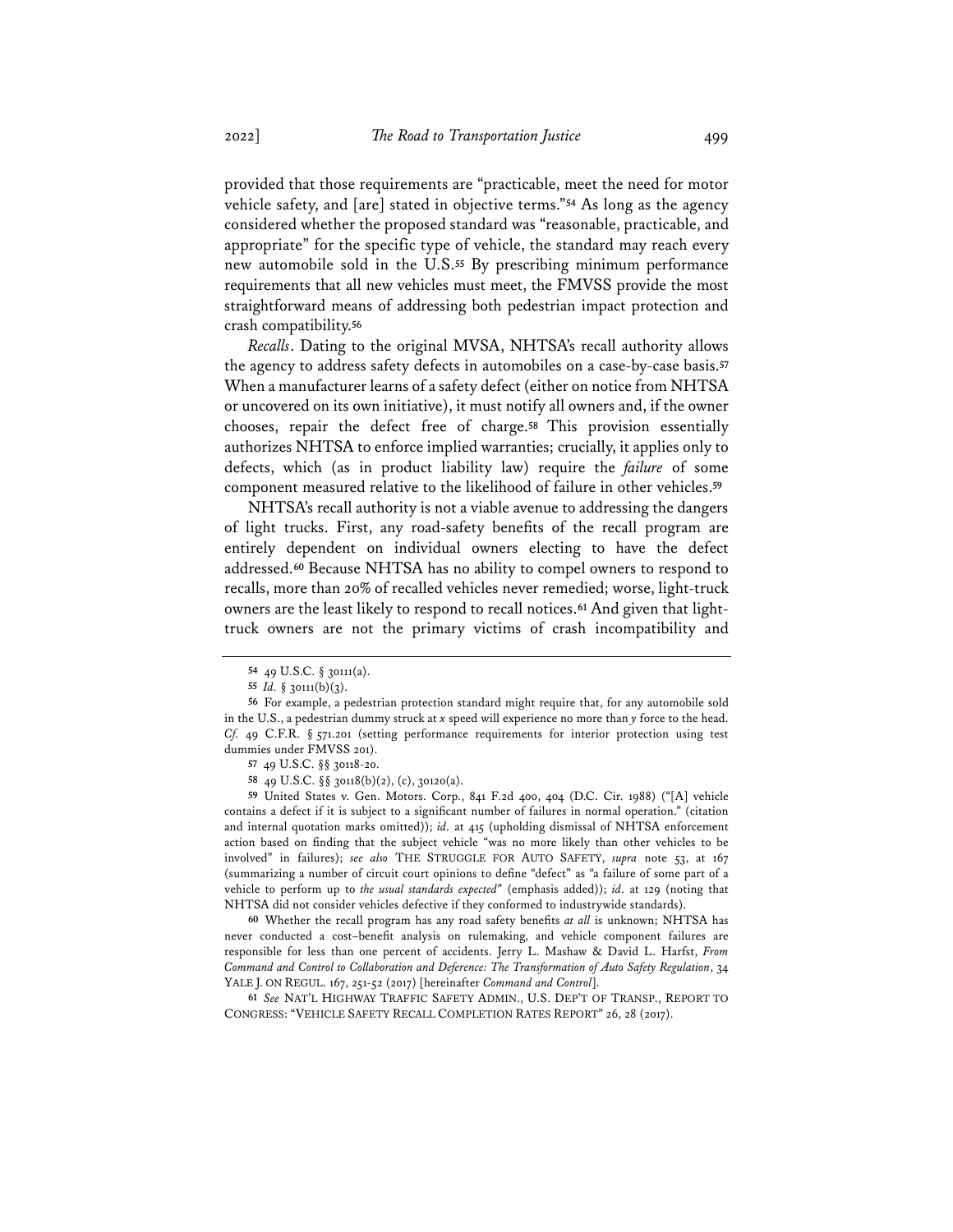provided that those requirements are "practicable, meet the need for motor vehicle safety, and [are] stated in objective terms."[54] As long as the agency considered whether the proposed standard was "reasonable, practicable, and appropriate" for the specific type of vehicle, the standard may reach every new automobile sold in the U.S.[55] By prescribing minimum performance requirements that all new vehicles must meet, the FMVSS provide the most straightforward means of addressing both pedestrian impact protection and crash compatibility.[56]

*Recalls*. Dating to the original MVSA, NHTSA's recall authority allows the agency to address safety defects in automobiles on a case-by-case basis.[57] When a manufacturer learns of a safety defect (either on notice from NHTSA or uncovered on its own initiative), it must notify all owners and, if the owner chooses, repair the defect free of charge.[58] This provision essentially authorizes NHTSA to enforce implied warranties; crucially, it applies only to defects, which (as in product liability law) require the *failure* of some component measured relative to the likelihood of failure in other vehicles.[59]

NHTSA's recall authority is not a viable avenue to addressing the dangers of light trucks. First, any road-safety benefits of the recall program are entirely dependent on individual owners electing to have the defect addressed.[60] Because NHTSA has no ability to compel owners to respond to recalls, more than 20% of recalled vehicles never remedied; worse, light-truck owners are the least likely to respond to recall notices.[61] And given that light-truck owners are not the primary victims of crash incompatibility and

---

54 49 U.S.C. § 30111(a).

55 *Id.* § 30111(b)(3).

56 For example, a pedestrian protection standard might require that, for any automobile sold in the U.S., a pedestrian dummy struck at *x* speed will experience no more than *y* force to the head. *Cf.* 49 C.F.R. § 571.201 (setting performance requirements for interior protection using test dummies under FMVSS 201).

57 49 U.S.C. §§ 30118-20.

58 49 U.S.C. §§ 30118(b)(2), (c), 30120(a).

59 United States v. Gen. Motors. Corp., 841 F.2d 400, 404 (D.C. Cir. 1988) ("[A] vehicle contains a defect if it is subject to a significant number of failures in normal operation." (citation and internal quotation marks omitted)); *id.* at 415 (upholding dismissal of NHTSA enforcement action based on finding that the subject vehicle "was no more likely than other vehicles to be involved" in failures); *see also* THE STRUGGLE FOR AUTO SAFETY, *supra* note 53, at 167 (summarizing a number of circuit court opinions to define "defect" as "a failure of some part of a vehicle to perform up to *the usual standards expected*" (emphasis added)); *id*. at 129 (noting that NHTSA did not consider vehicles defective if they conformed to industrywide standards).

60 Whether the recall program has any road safety benefits *at all* is unknown; NHTSA has never conducted a cost–benefit analysis on rulemaking, and vehicle component failures are responsible for less than one percent of accidents. Jerry L. Mashaw & David L. Harfst, *From Command and Control to Collaboration and Deference: The Transformation of Auto Safety Regulation*, 34 YALE J. ON REGUL. 167, 251-52 (2017) [hereinafter *Command and Control*].

61 *See* NAT'L HIGHWAY TRAFFIC SAFETY ADMIN., U.S. DEP'T OF TRANSP., REPORT TO CONGRESS: "VEHICLE SAFETY RECALL COMPLETION RATES REPORT" 26, 28 (2017).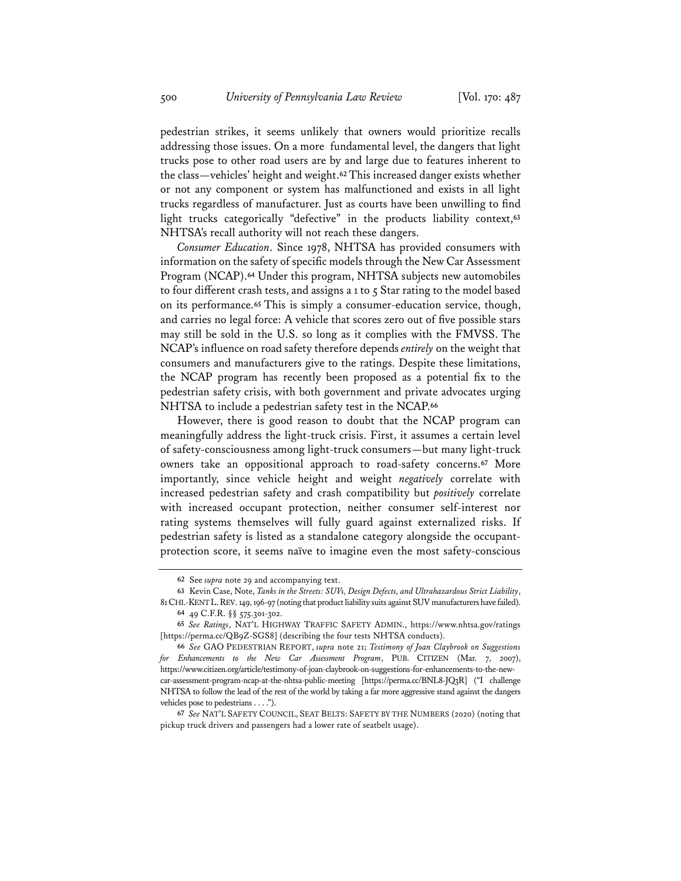pedestrian strikes, it seems unlikely that owners would prioritize recalls addressing those issues. On a more fundamental level, the dangers that light trucks pose to other road users are by and large due to features inherent to the class—vehicles' height and weight.[62] This increased danger exists whether or not any component or system has malfunctioned and exists in all light trucks regardless of manufacturer. Just as courts have been unwilling to find light trucks categorically "defective" in the products liability context,[63] NHTSA's recall authority will not reach these dangers.

*Consumer Education*. Since 1978, NHTSA has provided consumers with information on the safety of specific models through the New Car Assessment Program (NCAP).[64] Under this program, NHTSA subjects new automobiles to four different crash tests, and assigns a 1 to 5 Star rating to the model based on its performance.[65] This is simply a consumer-education service, though, and carries no legal force: A vehicle that scores zero out of five possible stars may still be sold in the U.S. so long as it complies with the FMVSS. The NCAP's influence on road safety therefore depends *entirely* on the weight that consumers and manufacturers give to the ratings. Despite these limitations, the NCAP program has recently been proposed as a potential fix to the pedestrian safety crisis, with both government and private advocates urging NHTSA to include a pedestrian safety test in the NCAP.[66]

However, there is good reason to doubt that the NCAP program can meaningfully address the light-truck crisis. First, it assumes a certain level of safety-consciousness among light-truck consumers—but many light-truck owners take an oppositional approach to road-safety concerns.[67] More importantly, since vehicle height and weight *negatively* correlate with increased pedestrian safety and crash compatibility but *positively* correlate with increased occupant protection, neither consumer self-interest nor rating systems themselves will fully guard against externalized risks. If pedestrian safety is listed as a standalone category alongside the occupant-protection score, it seems naïve to imagine even the most safety-conscious

---

62 See *supra* note 29 and accompanying text.

63 Kevin Case, Note, *Tanks in the Streets: SUVs, Design Defects, and Ultrahazardous Strict Liability*, 81 CHI.-KENT L. REV. 149, 196-97 (noting that product liability suits against SUV manufacturers have failed).

64 49 C.F.R. §§ 575.301-302.

65 *See Ratings*, NAT'L HIGHWAY TRAFFIC SAFETY ADMIN., https://www.nhtsa.gov/ratings [https://perma.cc/QB9Z-SGS8] (describing the four tests NHTSA conducts).

66 *See* GAO PEDESTRIAN REPORT, *supra* note 21; *Testimony of Joan Claybrook on Suggestions for Enhancements to the New Car Assessment Program*, PUB. CITIZEN (Mar. 7, 2007), https://www.citizen.org/article/testimony-of-joan-claybrook-on-suggestions-for-enhancements-to-the-new-car-assessment-program-ncap-at-the-nhtsa-public-meeting [https://perma.cc/BNL8-JQ3R] ("I challenge NHTSA to follow the lead of the rest of the world by taking a far more aggressive stand against the dangers vehicles pose to pedestrians . . . .").

67 *See* NAT'L SAFETY COUNCIL, SEAT BELTS: SAFETY BY THE NUMBERS (2020) (noting that pickup truck drivers and passengers had a lower rate of seatbelt usage).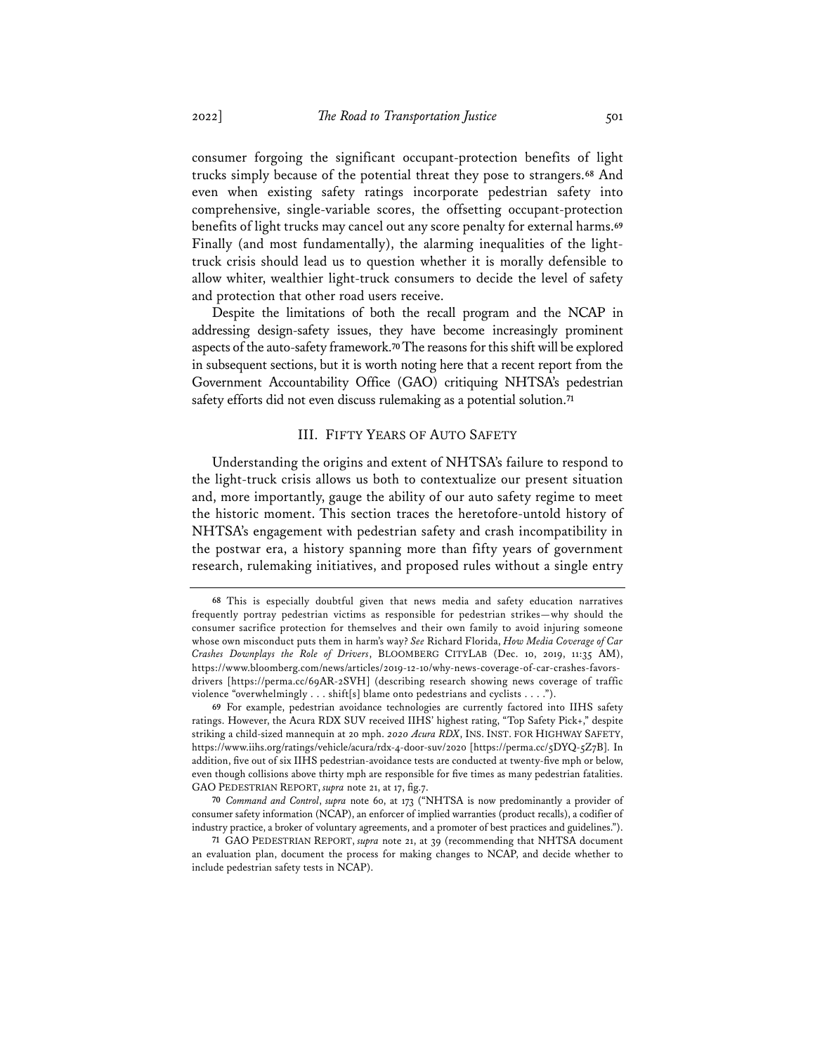consumer forgoing the significant occupant-protection benefits of light trucks simply because of the potential threat they pose to strangers.[68] And even when existing safety ratings incorporate pedestrian safety into comprehensive, single-variable scores, the offsetting occupant-protection benefits of light trucks may cancel out any score penalty for external harms.[69] Finally (and most fundamentally), the alarming inequalities of the light-truck crisis should lead us to question whether it is morally defensible to allow whiter, wealthier light-truck consumers to decide the level of safety and protection that other road users receive.

Despite the limitations of both the recall program and the NCAP in addressing design-safety issues, they have become increasingly prominent aspects of the auto-safety framework.[70] The reasons for this shift will be explored in subsequent sections, but it is worth noting here that a recent report from the Government Accountability Office (GAO) critiquing NHTSA's pedestrian safety efforts did not even discuss rulemaking as a potential solution.[71]

## III. Fifty Years of Auto Safety

Understanding the origins and extent of NHTSA's failure to respond to the light-truck crisis allows us both to contextualize our present situation and, more importantly, gauge the ability of our auto safety regime to meet the historic moment. This section traces the heretofore-untold history of NHTSA's engagement with pedestrian safety and crash incompatibility in the postwar era, a history spanning more than fifty years of government research, rulemaking initiatives, and proposed rules without a single entry

---

68 This is especially doubtful given that news media and safety education narratives frequently portray pedestrian victims as responsible for pedestrian strikes—why should the consumer sacrifice protection for themselves and their own family to avoid injuring someone whose own misconduct puts them in harm's way? *See* Richard Florida, *How Media Coverage of Car Crashes Downplays the Role of Drivers*, Bloomberg CityLab (Dec. 10, 2019, 11:35 AM), https://www.bloomberg.com/news/articles/2019-12-10/why-news-coverage-of-car-crashes-favors-drivers [https://perma.cc/69AR-2SVH] (describing research showing news coverage of traffic violence "overwhelmingly . . . shift[s] blame onto pedestrians and cyclists . . . .").

69 For example, pedestrian avoidance technologies are currently factored into IIHS safety ratings. However, the Acura RDX SUV received IIHS' highest rating, "Top Safety Pick+," despite striking a child-sized mannequin at 20 mph. *2020 Acura RDX*, Ins. Inst. for Highway Safety, https://www.iihs.org/ratings/vehicle/acura/rdx-4-door-suv/2020 [https://perma.cc/5DYQ-5Z7B]. In addition, five out of six IIHS pedestrian-avoidance tests are conducted at twenty-five mph or below, even though collisions above thirty mph are responsible for five times as many pedestrian fatalities. GAO Pedestrian Report, *supra* note 21, at 17, fig.7.

70 *Command and Control*, *supra* note 60, at 173 ("NHTSA is now predominantly a provider of consumer safety information (NCAP), an enforcer of implied warranties (product recalls), a codifier of industry practice, a broker of voluntary agreements, and a promoter of best practices and guidelines.").

71 GAO Pedestrian Report, *supra* note 21, at 39 (recommending that NHTSA document an evaluation plan, document the process for making changes to NCAP, and decide whether to include pedestrian safety tests in NCAP).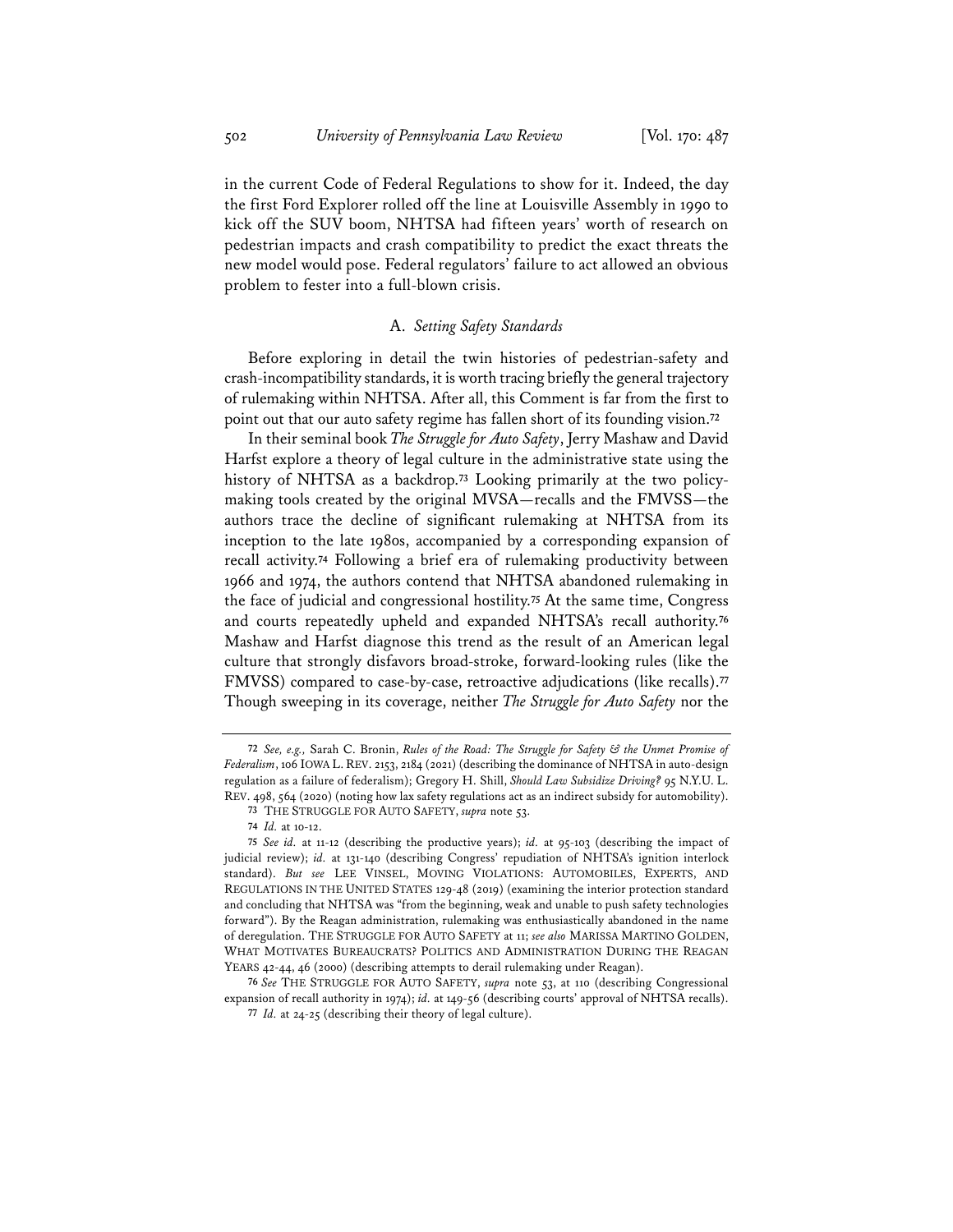in the current Code of Federal Regulations to show for it. Indeed, the day the first Ford Explorer rolled off the line at Louisville Assembly in 1990 to kick off the SUV boom, NHTSA had fifteen years' worth of research on pedestrian impacts and crash compatibility to predict the exact threats the new model would pose. Federal regulators' failure to act allowed an obvious problem to fester into a full-blown crisis.

### A. *Setting Safety Standards*

Before exploring in detail the twin histories of pedestrian-safety and crash-incompatibility standards, it is worth tracing briefly the general trajectory of rulemaking within NHTSA. After all, this Comment is far from the first to point out that our auto safety regime has fallen short of its founding vision.[72]

In their seminal book *The Struggle for Auto Safety*, Jerry Mashaw and David Harfst explore a theory of legal culture in the administrative state using the history of NHTSA as a backdrop.[73] Looking primarily at the two policy-making tools created by the original MVSA—recalls and the FMVSS—the authors trace the decline of significant rulemaking at NHTSA from its inception to the late 1980s, accompanied by a corresponding expansion of recall activity.[74] Following a brief era of rulemaking productivity between 1966 and 1974, the authors contend that NHTSA abandoned rulemaking in the face of judicial and congressional hostility.[75] At the same time, Congress and courts repeatedly upheld and expanded NHTSA's recall authority.[76] Mashaw and Harfst diagnose this trend as the result of an American legal culture that strongly disfavors broad-stroke, forward-looking rules (like the FMVSS) compared to case-by-case, retroactive adjudications (like recalls).[77] Though sweeping in its coverage, neither *The Struggle for Auto Safety* nor the

---

[72] *See, e.g.,* Sarah C. Bronin, *Rules of the Road: The Struggle for Safety & the Unmet Promise of Federalism*, 106 IOWA L. REV. 2153, 2184 (2021) (describing the dominance of NHTSA in auto-design regulation as a failure of federalism); Gregory H. Shill, *Should Law Subsidize Driving?* 95 N.Y.U. L. REV. 498, 564 (2020) (noting how lax safety regulations act as an indirect subsidy for automobility).

[73] THE STRUGGLE FOR AUTO SAFETY, *supra* note 53.

[74] *Id.* at 10-12.

[75] *See id.* at 11-12 (describing the productive years); *id.* at 95-103 (describing the impact of judicial review); *id.* at 131-140 (describing Congress' repudiation of NHTSA's ignition interlock standard). *But see* LEE VINSEL, MOVING VIOLATIONS: AUTOMOBILES, EXPERTS, AND REGULATIONS IN THE UNITED STATES 129-48 (2019) (examining the interior protection standard and concluding that NHTSA was "from the beginning, weak and unable to push safety technologies forward"). By the Reagan administration, rulemaking was enthusiastically abandoned in the name of deregulation. THE STRUGGLE FOR AUTO SAFETY at 11; *see also* MARISSA MARTINO GOLDEN, WHAT MOTIVATES BUREAUCRATS? POLITICS AND ADMINISTRATION DURING THE REAGAN YEARS 42-44, 46 (2000) (describing attempts to derail rulemaking under Reagan).

[76] *See* THE STRUGGLE FOR AUTO SAFETY, *supra* note 53, at 110 (describing Congressional expansion of recall authority in 1974); *id.* at 149-56 (describing courts' approval of NHTSA recalls).

[77] *Id.* at 24-25 (describing their theory of legal culture).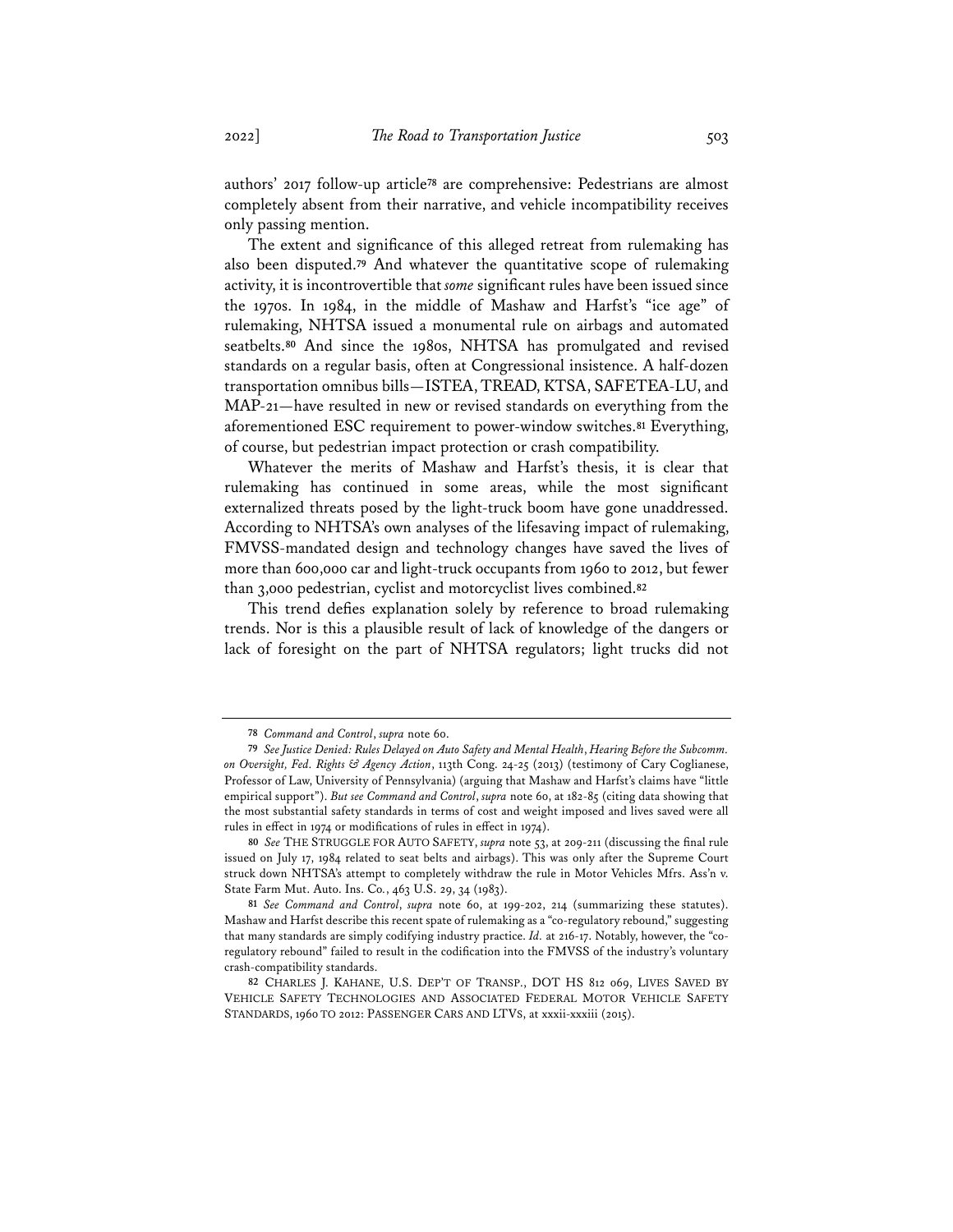authors' 2017 follow-up article[78] are comprehensive: Pedestrians are almost completely absent from their narrative, and vehicle incompatibility receives only passing mention.

The extent and significance of this alleged retreat from rulemaking has also been disputed.[79] And whatever the quantitative scope of rulemaking activity, it is incontrovertible that *some* significant rules have been issued since the 1970s. In 1984, in the middle of Mashaw and Harfst's "ice age" of rulemaking, NHTSA issued a monumental rule on airbags and automated seatbelts.[80] And since the 1980s, NHTSA has promulgated and revised standards on a regular basis, often at Congressional insistence. A half-dozen transportation omnibus bills—ISTEA, TREAD, KTSA, SAFETEA-LU, and MAP-21—have resulted in new or revised standards on everything from the aforementioned ESC requirement to power-window switches.[81] Everything, of course, but pedestrian impact protection or crash compatibility.

Whatever the merits of Mashaw and Harfst's thesis, it is clear that rulemaking has continued in some areas, while the most significant externalized threats posed by the light-truck boom have gone unaddressed. According to NHTSA's own analyses of the lifesaving impact of rulemaking, FMVSS-mandated design and technology changes have saved the lives of more than 600,000 car and light-truck occupants from 1960 to 2012, but fewer than 3,000 pedestrian, cyclist and motorcyclist lives combined.[82]

This trend defies explanation solely by reference to broad rulemaking trends. Nor is this a plausible result of lack of knowledge of the dangers or lack of foresight on the part of NHTSA regulators; light trucks did not

---

78 *Command and Control*, *supra* note 60.

79 *See Justice Denied: Rules Delayed on Auto Safety and Mental Health*, *Hearing Before the Subcomm. on Oversight, Fed. Rights & Agency Action*, 113th Cong. 24-25 (2013) (testimony of Cary Coglianese, Professor of Law, University of Pennsylvania) (arguing that Mashaw and Harfst's claims have "little empirical support"). *But see Command and Control*, *supra* note 60, at 182-85 (citing data showing that the most substantial safety standards in terms of cost and weight imposed and lives saved were all rules in effect in 1974 or modifications of rules in effect in 1974).

80 *See* THE STRUGGLE FOR AUTO SAFETY, *supra* note 53, at 209-211 (discussing the final rule issued on July 17, 1984 related to seat belts and airbags). This was only after the Supreme Court struck down NHTSA's attempt to completely withdraw the rule in Motor Vehicles Mfrs. Ass'n v. State Farm Mut. Auto. Ins. Co*.*, 463 U.S. 29, 34 (1983).

81 *See Command and Control*, *supra* note 60, at 199-202, 214 (summarizing these statutes). Mashaw and Harfst describe this recent spate of rulemaking as a "co-regulatory rebound," suggesting that many standards are simply codifying industry practice. *Id.* at 216-17. Notably, however, the "co-regulatory rebound" failed to result in the codification into the FMVSS of the industry's voluntary crash-compatibility standards.

82 CHARLES J. KAHANE, U.S. DEP'T OF TRANSP., DOT HS 812 069, LIVES SAVED BY VEHICLE SAFETY TECHNOLOGIES AND ASSOCIATED FEDERAL MOTOR VEHICLE SAFETY STANDARDS, 1960 TO 2012: PASSENGER CARS AND LTVS, at xxxii-xxxiii (2015).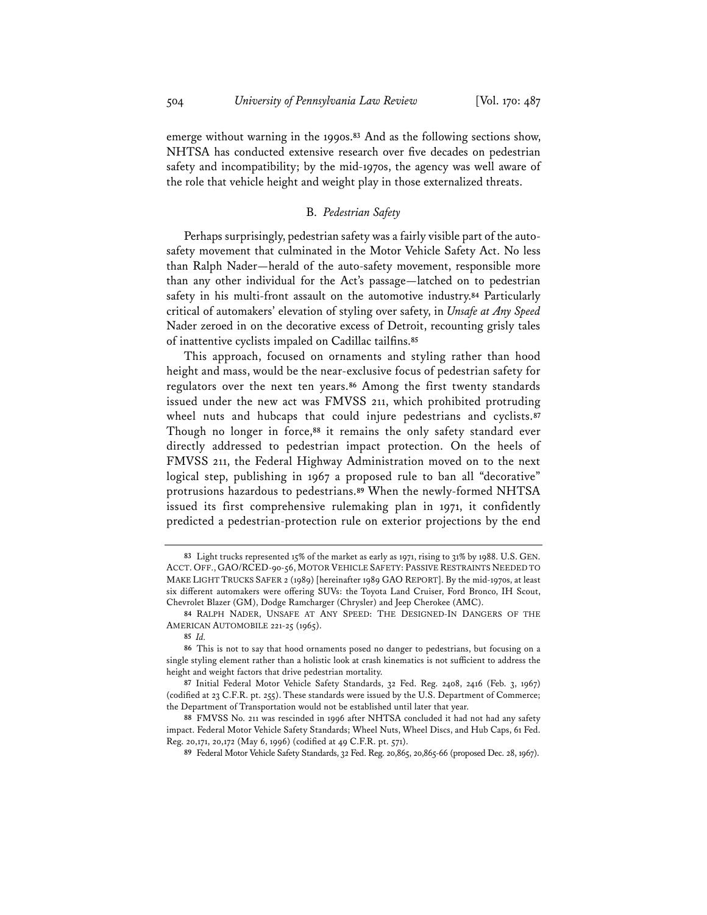emerge without warning in the 1990s.[83] And as the following sections show, NHTSA has conducted extensive research over five decades on pedestrian safety and incompatibility; by the mid-1970s, the agency was well aware of the role that vehicle height and weight play in those externalized threats.

### B. *Pedestrian Safety*

Perhaps surprisingly, pedestrian safety was a fairly visible part of the auto-safety movement that culminated in the Motor Vehicle Safety Act. No less than Ralph Nader—herald of the auto-safety movement, responsible more than any other individual for the Act's passage—latched on to pedestrian safety in his multi-front assault on the automotive industry.[84] Particularly critical of automakers' elevation of styling over safety, in *Unsafe at Any Speed* Nader zeroed in on the decorative excess of Detroit, recounting grisly tales of inattentive cyclists impaled on Cadillac tailfins.[85]

This approach, focused on ornaments and styling rather than hood height and mass, would be the near-exclusive focus of pedestrian safety for regulators over the next ten years.[86] Among the first twenty standards issued under the new act was FMVSS 211, which prohibited protruding wheel nuts and hubcaps that could injure pedestrians and cyclists.[87] Though no longer in force,[88] it remains the only safety standard ever directly addressed to pedestrian impact protection. On the heels of FMVSS 211, the Federal Highway Administration moved on to the next logical step, publishing in 1967 a proposed rule to ban all "decorative" protrusions hazardous to pedestrians.[89] When the newly-formed NHTSA issued its first comprehensive rulemaking plan in 1971, it confidently predicted a pedestrian-protection rule on exterior projections by the end

---

[83] Light trucks represented 15% of the market as early as 1971, rising to 31% by 1988. U.S. GEN. ACCT. OFF., GAO/RCED-90-56, MOTOR VEHICLE SAFETY: PASSIVE RESTRAINTS NEEDED TO MAKE LIGHT TRUCKS SAFER 2 (1989) [hereinafter 1989 GAO REPORT]. By the mid-1970s, at least six different automakers were offering SUVs: the Toyota Land Cruiser, Ford Bronco, IH Scout, Chevrolet Blazer (GM), Dodge Ramcharger (Chrysler) and Jeep Cherokee (AMC).

[84] RALPH NADER, UNSAFE AT ANY SPEED: THE DESIGNED-IN DANGERS OF THE AMERICAN AUTOMOBILE 221-25 (1965).

[85] *Id.*

[86] This is not to say that hood ornaments posed no danger to pedestrians, but focusing on a single styling element rather than a holistic look at crash kinematics is not sufficient to address the height and weight factors that drive pedestrian mortality.

[87] Initial Federal Motor Vehicle Safety Standards, 32 Fed. Reg. 2408, 2416 (Feb. 3, 1967) (codified at 23 C.F.R. pt. 255). These standards were issued by the U.S. Department of Commerce; the Department of Transportation would not be established until later that year.

[88] FMVSS No. 211 was rescinded in 1996 after NHTSA concluded it had not had any safety impact. Federal Motor Vehicle Safety Standards; Wheel Nuts, Wheel Discs, and Hub Caps, 61 Fed. Reg. 20,171, 20,172 (May 6, 1996) (codified at 49 C.F.R. pt. 571).

[89] Federal Motor Vehicle Safety Standards, 32 Fed. Reg. 20,865, 20,865-66 (proposed Dec. 28, 1967).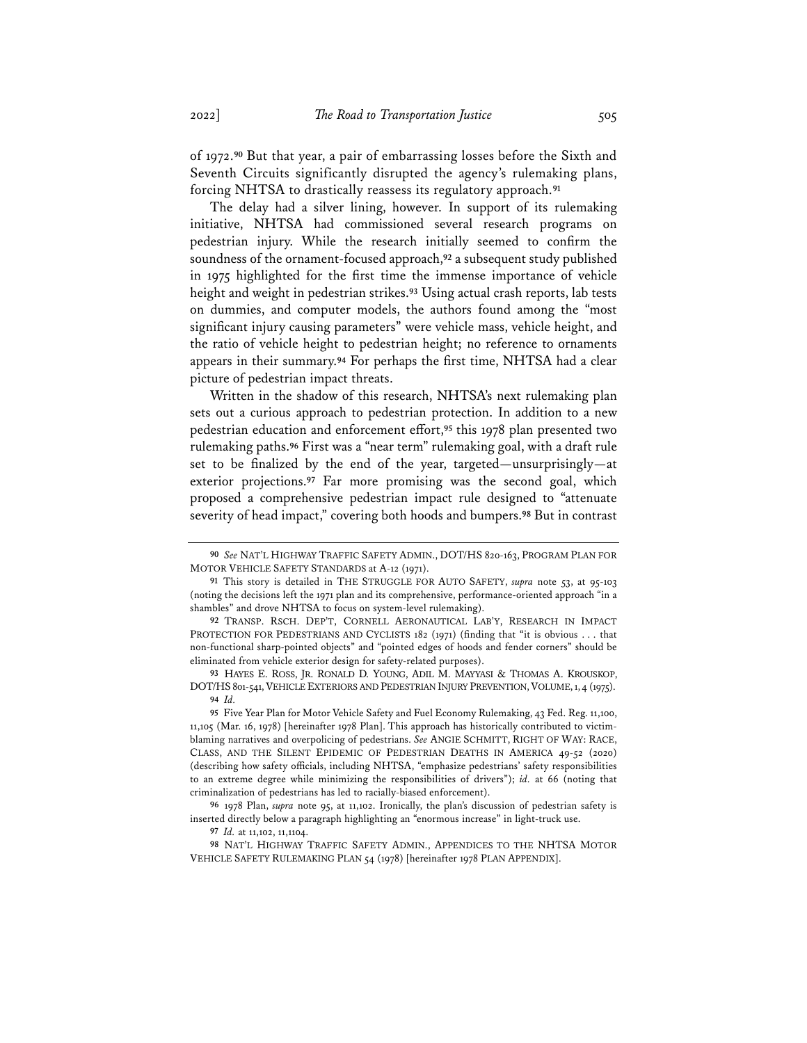of 1972.[90] But that year, a pair of embarrassing losses before the Sixth and Seventh Circuits significantly disrupted the agency's rulemaking plans, forcing NHTSA to drastically reassess its regulatory approach.[91]

The delay had a silver lining, however. In support of its rulemaking initiative, NHTSA had commissioned several research programs on pedestrian injury. While the research initially seemed to confirm the soundness of the ornament-focused approach,[92] a subsequent study published in 1975 highlighted for the first time the immense importance of vehicle height and weight in pedestrian strikes.[93] Using actual crash reports, lab tests on dummies, and computer models, the authors found among the "most significant injury causing parameters" were vehicle mass, vehicle height, and the ratio of vehicle height to pedestrian height; no reference to ornaments appears in their summary.[94] For perhaps the first time, NHTSA had a clear picture of pedestrian impact threats.

Written in the shadow of this research, NHTSA's next rulemaking plan sets out a curious approach to pedestrian protection. In addition to a new pedestrian education and enforcement effort,[95] this 1978 plan presented two rulemaking paths.[96] First was a "near term" rulemaking goal, with a draft rule set to be finalized by the end of the year, targeted—unsurprisingly—at exterior projections.[97] Far more promising was the second goal, which proposed a comprehensive pedestrian impact rule designed to "attenuate severity of head impact," covering both hoods and bumpers.[98] But in contrast

---

[90] *See* NAT'L HIGHWAY TRAFFIC SAFETY ADMIN., DOT/HS 820-163, PROGRAM PLAN FOR MOTOR VEHICLE SAFETY STANDARDS at A-12 (1971).

[91] This story is detailed in THE STRUGGLE FOR AUTO SAFETY, *supra* note 53, at 95-103 (noting the decisions left the 1971 plan and its comprehensive, performance-oriented approach "in a shambles" and drove NHTSA to focus on system-level rulemaking).

[92] TRANSP. RSCH. DEP'T, CORNELL AERONAUTICAL LAB'Y, RESEARCH IN IMPACT PROTECTION FOR PEDESTRIANS AND CYCLISTS 182 (1971) (finding that "it is obvious . . . that non-functional sharp-pointed objects" and "pointed edges of hoods and fender corners" should be eliminated from vehicle exterior design for safety-related purposes).

[93] HAYES E. ROSS, JR. RONALD D. YOUNG, ADIL M. MAYYASI & THOMAS A. KROUSKOP, DOT/HS 801-541, VEHICLE EXTERIORS AND PEDESTRIAN INJURY PREVENTION, VOLUME, 1, 4 (1975).

[94] *Id*.

[95] Five Year Plan for Motor Vehicle Safety and Fuel Economy Rulemaking, 43 Fed. Reg. 11,100, 11,105 (Mar. 16, 1978) [hereinafter 1978 Plan]. This approach has historically contributed to victim-blaming narratives and overpolicing of pedestrians. *See* ANGIE SCHMITT, RIGHT OF WAY: RACE, CLASS, AND THE SILENT EPIDEMIC OF PEDESTRIAN DEATHS IN AMERICA 49-52 (2020) (describing how safety officials, including NHTSA, "emphasize pedestrians' safety responsibilities to an extreme degree while minimizing the responsibilities of drivers"); *id.* at 66 (noting that criminalization of pedestrians has led to racially-biased enforcement).

[96] 1978 Plan, *supra* note 95, at 11,102. Ironically, the plan's discussion of pedestrian safety is inserted directly below a paragraph highlighting an "enormous increase" in light-truck use.

[97] *Id.* at 11,102, 11,1104.

[98] NAT'L HIGHWAY TRAFFIC SAFETY ADMIN., APPENDICES TO THE NHTSA MOTOR VEHICLE SAFETY RULEMAKING PLAN 54 (1978) [hereinafter 1978 PLAN APPENDIX].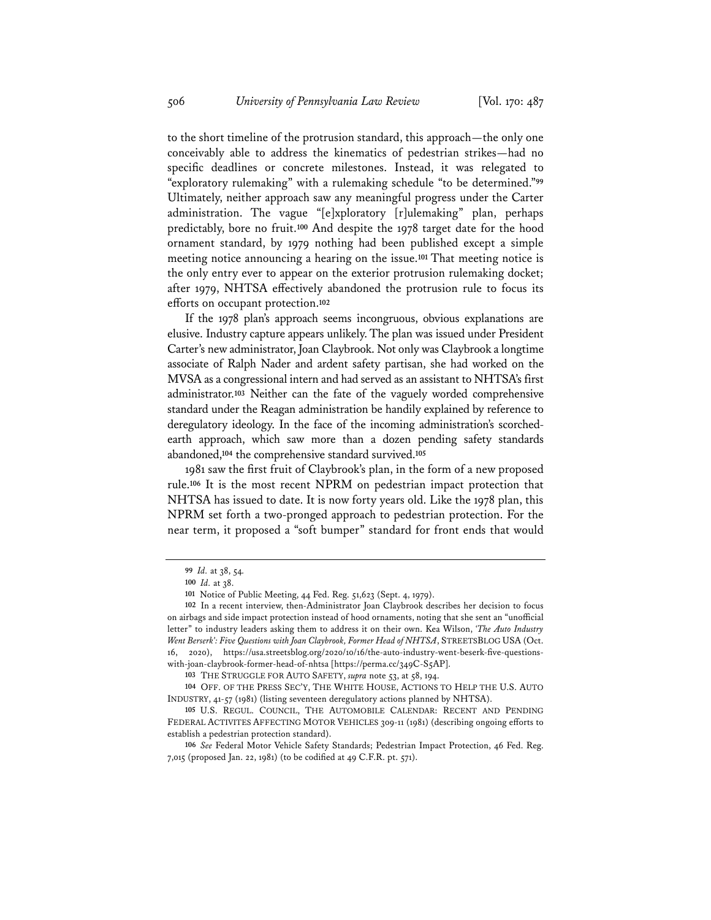to the short timeline of the protrusion standard, this approach—the only one conceivably able to address the kinematics of pedestrian strikes—had no specific deadlines or concrete milestones. Instead, it was relegated to "exploratory rulemaking" with a rulemaking schedule "to be determined."[99] Ultimately, neither approach saw any meaningful progress under the Carter administration. The vague "[e]xploratory [r]ulemaking" plan, perhaps predictably, bore no fruit.[100] And despite the 1978 target date for the hood ornament standard, by 1979 nothing had been published except a simple meeting notice announcing a hearing on the issue.[101] That meeting notice is the only entry ever to appear on the exterior protrusion rulemaking docket; after 1979, NHTSA effectively abandoned the protrusion rule to focus its efforts on occupant protection.[102]

If the 1978 plan's approach seems incongruous, obvious explanations are elusive. Industry capture appears unlikely. The plan was issued under President Carter's new administrator, Joan Claybrook. Not only was Claybrook a longtime associate of Ralph Nader and ardent safety partisan, she had worked on the MVSA as a congressional intern and had served as an assistant to NHTSA's first administrator.[103] Neither can the fate of the vaguely worded comprehensive standard under the Reagan administration be handily explained by reference to deregulatory ideology. In the face of the incoming administration's scorched-earth approach, which saw more than a dozen pending safety standards abandoned,[104] the comprehensive standard survived.[105]

1981 saw the first fruit of Claybrook's plan, in the form of a new proposed rule.[106] It is the most recent NPRM on pedestrian impact protection that NHTSA has issued to date. It is now forty years old. Like the 1978 plan, this NPRM set forth a two-pronged approach to pedestrian protection. For the near term, it proposed a "soft bumper" standard for front ends that would

---

99 *Id.* at 38, 54.

100 *Id.* at 38.

101 Notice of Public Meeting, 44 Fed. Reg. 51,623 (Sept. 4, 1979).

102 In a recent interview, then-Administrator Joan Claybrook describes her decision to focus on airbags and side impact protection instead of hood ornaments, noting that she sent an "unofficial letter" to industry leaders asking them to address it on their own. Kea Wilson, *'The Auto Industry Went Berserk': Five Questions with Joan Claybrook, Former Head of NHTSA*, STREETSBLOG USA (Oct. 16, 2020), https://usa.streetsblog.org/2020/10/16/the-auto-industry-went-beserk-five-questions-with-joan-claybrook-former-head-of-nhtsa [https://perma.cc/349C-S5AP].

103 THE STRUGGLE FOR AUTO SAFETY, *supra* note 53, at 58, 194.

104 OFF. OF THE PRESS SEC'Y, THE WHITE HOUSE, ACTIONS TO HELP THE U.S. AUTO INDUSTRY, 41-57 (1981) (listing seventeen deregulatory actions planned by NHTSA).

105 U.S. REGUL. COUNCIL, THE AUTOMOBILE CALENDAR: RECENT AND PENDING FEDERAL ACTIVITES AFFECTING MOTOR VEHICLES 309-11 (1981) (describing ongoing efforts to establish a pedestrian protection standard).

106 *See* Federal Motor Vehicle Safety Standards; Pedestrian Impact Protection, 46 Fed. Reg. 7,015 (proposed Jan. 22, 1981) (to be codified at 49 C.F.R. pt. 571).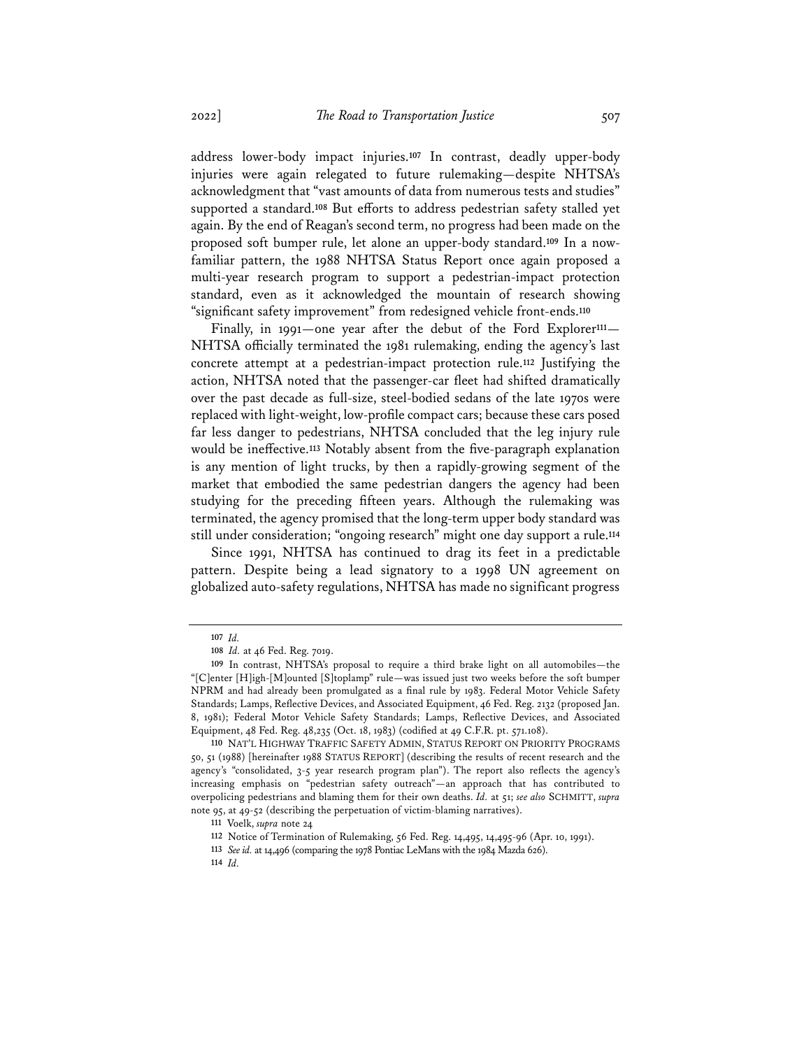address lower-body impact injuries.[107] In contrast, deadly upper-body injuries were again relegated to future rulemaking—despite NHTSA's acknowledgment that "vast amounts of data from numerous tests and studies" supported a standard.[108] But efforts to address pedestrian safety stalled yet again. By the end of Reagan's second term, no progress had been made on the proposed soft bumper rule, let alone an upper-body standard.[109] In a now-familiar pattern, the 1988 NHTSA Status Report once again proposed a multi-year research program to support a pedestrian-impact protection standard, even as it acknowledged the mountain of research showing "significant safety improvement" from redesigned vehicle front-ends.[110]

Finally, in 1991—one year after the debut of the Ford Explorer[111]—NHTSA officially terminated the 1981 rulemaking, ending the agency's last concrete attempt at a pedestrian-impact protection rule.[112] Justifying the action, NHTSA noted that the passenger-car fleet had shifted dramatically over the past decade as full-size, steel-bodied sedans of the late 1970s were replaced with light-weight, low-profile compact cars; because these cars posed far less danger to pedestrians, NHTSA concluded that the leg injury rule would be ineffective.[113] Notably absent from the five-paragraph explanation is any mention of light trucks, by then a rapidly-growing segment of the market that embodied the same pedestrian dangers the agency had been studying for the preceding fifteen years. Although the rulemaking was terminated, the agency promised that the long-term upper body standard was still under consideration; "ongoing research" might one day support a rule.[114]

Since 1991, NHTSA has continued to drag its feet in a predictable pattern. Despite being a lead signatory to a 1998 UN agreement on globalized auto-safety regulations, NHTSA has made no significant progress

---

107 *Id.*

108 *Id.* at 46 Fed. Reg. 7019.

109 In contrast, NHTSA's proposal to require a third brake light on all automobiles—the "[C]enter [H]igh-[M]ounted [S]toplamp" rule—was issued just two weeks before the soft bumper NPRM and had already been promulgated as a final rule by 1983. Federal Motor Vehicle Safety Standards; Lamps, Reflective Devices, and Associated Equipment, 46 Fed. Reg. 2132 (proposed Jan. 8, 1981); Federal Motor Vehicle Safety Standards; Lamps, Reflective Devices, and Associated Equipment, 48 Fed. Reg. 48,235 (Oct. 18, 1983) (codified at 49 C.F.R. pt. 571.108).

110 NAT'L HIGHWAY TRAFFIC SAFETY ADMIN, STATUS REPORT ON PRIORITY PROGRAMS 50, 51 (1988) [hereinafter 1988 STATUS REPORT] (describing the results of recent research and the agency's "consolidated, 3-5 year research program plan"). The report also reflects the agency's increasing emphasis on "pedestrian safety outreach"—an approach that has contributed to overpolicing pedestrians and blaming them for their own deaths. *Id.* at 51; *see also* SCHMITT, *supra* note 95, at 49-52 (describing the perpetuation of victim-blaming narratives).

111 Voelk, *supra* note 24

112 Notice of Termination of Rulemaking, 56 Fed. Reg. 14,495, 14,495-96 (Apr. 10, 1991).

113 *See id.* at 14,496 (comparing the 1978 Pontiac LeMans with the 1984 Mazda 626).

114 *Id.*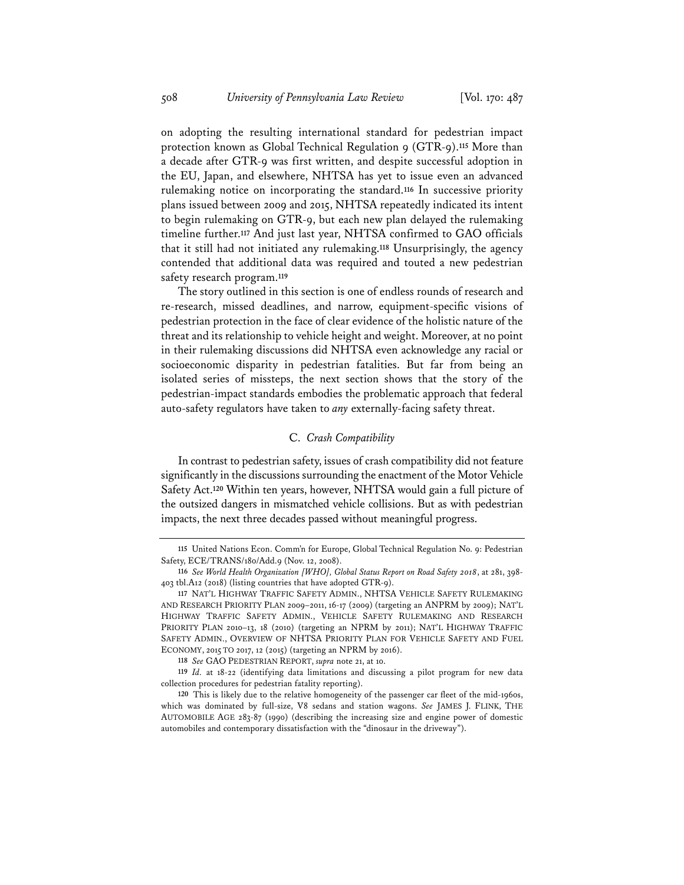on adopting the resulting international standard for pedestrian impact protection known as Global Technical Regulation 9 (GTR-9).[115] More than a decade after GTR-9 was first written, and despite successful adoption in the EU, Japan, and elsewhere, NHTSA has yet to issue even an advanced rulemaking notice on incorporating the standard.[116] In successive priority plans issued between 2009 and 2015, NHTSA repeatedly indicated its intent to begin rulemaking on GTR-9, but each new plan delayed the rulemaking timeline further.[117] And just last year, NHTSA confirmed to GAO officials that it still had not initiated any rulemaking.[118] Unsurprisingly, the agency contended that additional data was required and touted a new pedestrian safety research program.[119]

The story outlined in this section is one of endless rounds of research and re-research, missed deadlines, and narrow, equipment-specific visions of pedestrian protection in the face of clear evidence of the holistic nature of the threat and its relationship to vehicle height and weight. Moreover, at no point in their rulemaking discussions did NHTSA even acknowledge any racial or socioeconomic disparity in pedestrian fatalities. But far from being an isolated series of missteps, the next section shows that the story of the pedestrian-impact standards embodies the problematic approach that federal auto-safety regulators have taken to *any* externally-facing safety threat.

### C. *Crash Compatibility*

In contrast to pedestrian safety, issues of crash compatibility did not feature significantly in the discussions surrounding the enactment of the Motor Vehicle Safety Act.[120] Within ten years, however, NHTSA would gain a full picture of the outsized dangers in mismatched vehicle collisions. But as with pedestrian impacts, the next three decades passed without meaningful progress.

---

115 United Nations Econ. Comm'n for Europe, Global Technical Regulation No. 9: Pedestrian Safety, ECE/TRANS/180/Add.9 (Nov. 12, 2008).

116 *See World Health Organization [WHO], Global Status Report on Road Safety 2018*, at 281, 398-403 tbl.A12 (2018) (listing countries that have adopted GTR-9).

117 NAT'L HIGHWAY TRAFFIC SAFETY ADMIN., NHTSA VEHICLE SAFETY RULEMAKING AND RESEARCH PRIORITY PLAN 2009–2011, 16-17 (2009) (targeting an ANPRM by 2009); NAT'L HIGHWAY TRAFFIC SAFETY ADMIN., VEHICLE SAFETY RULEMAKING AND RESEARCH PRIORITY PLAN 2010–13, 18 (2010) (targeting an NPRM by 2011); NAT'L HIGHWAY TRAFFIC SAFETY ADMIN., OVERVIEW OF NHTSA PRIORITY PLAN FOR VEHICLE SAFETY AND FUEL ECONOMY, 2015 TO 2017, 12 (2015) (targeting an NPRM by 2016).

118 *See* GAO PEDESTRIAN REPORT, *supra* note 21, at 10.

119 *Id*. at 18-22 (identifying data limitations and discussing a pilot program for new data collection procedures for pedestrian fatality reporting).

120 This is likely due to the relative homogeneity of the passenger car fleet of the mid-1960s, which was dominated by full-size, V8 sedans and station wagons. *See* JAMES J. FLINK, THE AUTOMOBILE AGE 283-87 (1990) (describing the increasing size and engine power of domestic automobiles and contemporary dissatisfaction with the "dinosaur in the driveway").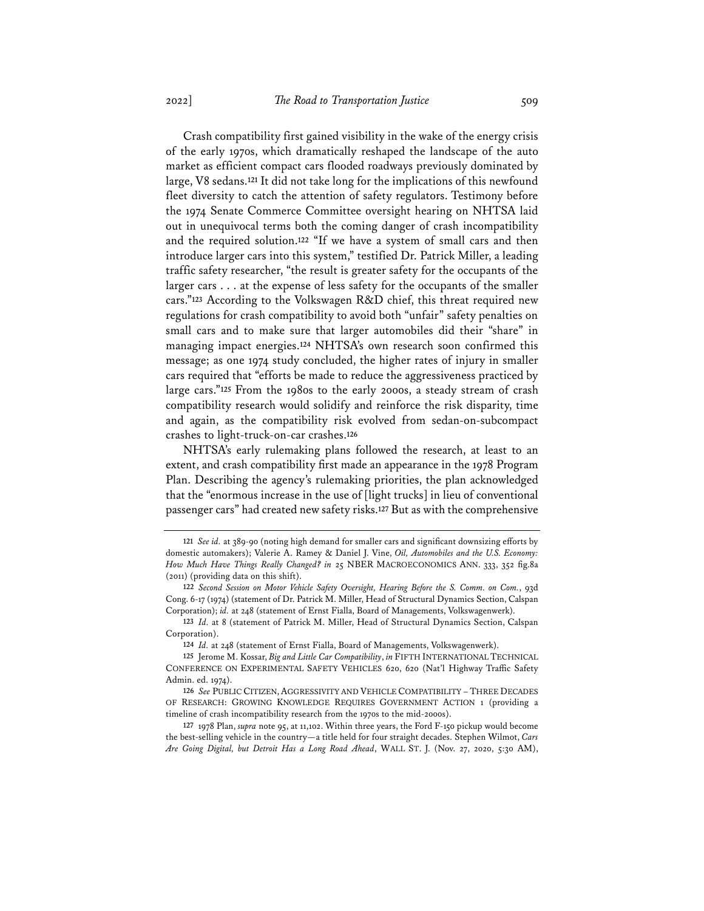Crash compatibility first gained visibility in the wake of the energy crisis of the early 1970s, which dramatically reshaped the landscape of the auto market as efficient compact cars flooded roadways previously dominated by large, V8 sedans.[121] It did not take long for the implications of this newfound fleet diversity to catch the attention of safety regulators. Testimony before the 1974 Senate Commerce Committee oversight hearing on NHTSA laid out in unequivocal terms both the coming danger of crash incompatibility and the required solution.[122] "If we have a system of small cars and then introduce larger cars into this system," testified Dr. Patrick Miller, a leading traffic safety researcher, "the result is greater safety for the occupants of the larger cars . . . at the expense of less safety for the occupants of the smaller cars."[123] According to the Volkswagen R&D chief, this threat required new regulations for crash compatibility to avoid both "unfair" safety penalties on small cars and to make sure that larger automobiles did their "share" in managing impact energies.[124] NHTSA's own research soon confirmed this message; as one 1974 study concluded, the higher rates of injury in smaller cars required that "efforts be made to reduce the aggressiveness practiced by large cars."[125] From the 1980s to the early 2000s, a steady stream of crash compatibility research would solidify and reinforce the risk disparity, time and again, as the compatibility risk evolved from sedan-on-subcompact crashes to light-truck-on-car crashes.[126]

NHTSA's early rulemaking plans followed the research, at least to an extent, and crash compatibility first made an appearance in the 1978 Program Plan. Describing the agency's rulemaking priorities, the plan acknowledged that the "enormous increase in the use of [light trucks] in lieu of conventional passenger cars" had created new safety risks.[127] But as with the comprehensive

---

121 *See id.* at 389-90 (noting high demand for smaller cars and significant downsizing efforts by domestic automakers); Valerie A. Ramey & Daniel J. Vine, *Oil, Automobiles and the U.S. Economy: How Much Have Things Really Changed? in* 25 NBER MACROECONOMICS ANN. 333, 352 fig.8a (2011) (providing data on this shift).

122 *Second Session on Motor Vehicle Safety Oversight, Hearing Before the S. Comm. on Com.*, 93d Cong. 6-17 (1974) (statement of Dr. Patrick M. Miller, Head of Structural Dynamics Section, Calspan Corporation); *id.* at 248 (statement of Ernst Fialla, Board of Managements, Volkswagenwerk).

123 *Id.* at 8 (statement of Patrick M. Miller, Head of Structural Dynamics Section, Calspan Corporation).

124 *Id.* at 248 (statement of Ernst Fialla, Board of Managements, Volkswagenwerk).

125 Jerome M. Kossar, *Big and Little Car Compatibility*, *in* FIFTH INTERNATIONAL TECHNICAL CONFERENCE ON EXPERIMENTAL SAFETY VEHICLES 620, 620 (Nat'l Highway Traffic Safety Admin. ed. 1974).

126 *See* PUBLIC CITIZEN, AGGRESSIVITY AND VEHICLE COMPATIBILITY – THREE DECADES OF RESEARCH: GROWING KNOWLEDGE REQUIRES GOVERNMENT ACTION 1 (providing a timeline of crash incompatibility research from the 1970s to the mid-2000s).

127 1978 Plan, *supra* note 95, at 11,102. Within three years, the Ford F-150 pickup would become the best-selling vehicle in the country—a title held for four straight decades. Stephen Wilmot, *Cars Are Going Digital, but Detroit Has a Long Road Ahead*, WALL ST. J. (Nov. 27, 2020, 5:30 AM),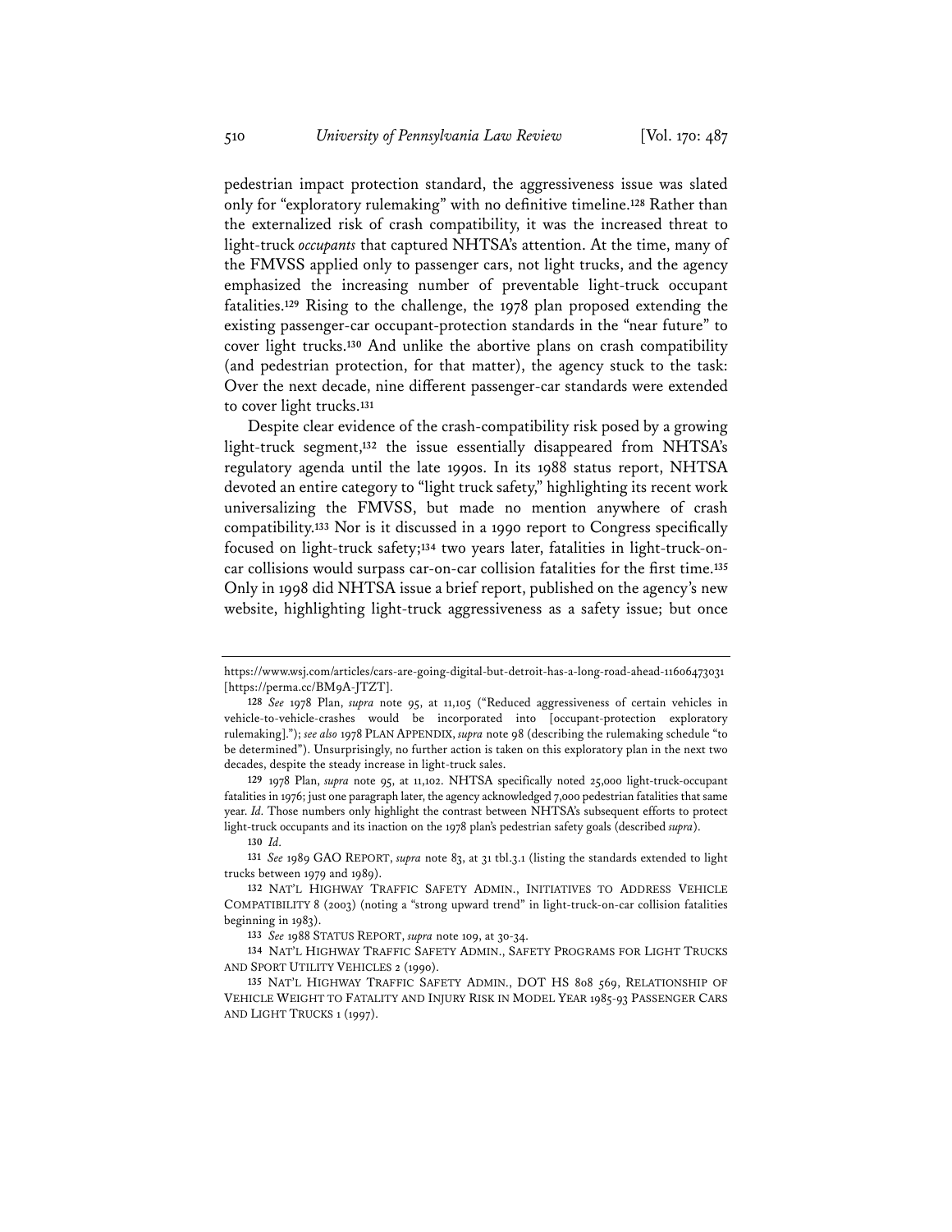pedestrian impact protection standard, the aggressiveness issue was slated only for "exploratory rulemaking" with no definitive timeline.[128] Rather than the externalized risk of crash compatibility, it was the increased threat to light-truck *occupants* that captured NHTSA's attention. At the time, many of the FMVSS applied only to passenger cars, not light trucks, and the agency emphasized the increasing number of preventable light-truck occupant fatalities.[129] Rising to the challenge, the 1978 plan proposed extending the existing passenger-car occupant-protection standards in the "near future" to cover light trucks.[130] And unlike the abortive plans on crash compatibility (and pedestrian protection, for that matter), the agency stuck to the task: Over the next decade, nine different passenger-car standards were extended to cover light trucks.[131]

Despite clear evidence of the crash-compatibility risk posed by a growing light-truck segment,[132] the issue essentially disappeared from NHTSA's regulatory agenda until the late 1990s. In its 1988 status report, NHTSA devoted an entire category to "light truck safety," highlighting its recent work universalizing the FMVSS, but made no mention anywhere of crash compatibility.[133] Nor is it discussed in a 1990 report to Congress specifically focused on light-truck safety;[134] two years later, fatalities in light-truck-on-car collisions would surpass car-on-car collision fatalities for the first time.[135] Only in 1998 did NHTSA issue a brief report, published on the agency's new website, highlighting light-truck aggressiveness as a safety issue; but once

https://www.wsj.com/articles/cars-are-going-digital-but-detroit-has-a-long-road-ahead-11606473031 [https://perma.cc/BM9A-JTZT].

[128] *See* 1978 Plan, *supra* note 95, at 11,105 ("Reduced aggressiveness of certain vehicles in vehicle-to-vehicle-crashes would be incorporated into [occupant-protection exploratory rulemaking]."); *see also* 1978 PLAN APPENDIX, *supra* note 98 (describing the rulemaking schedule "to be determined"). Unsurprisingly, no further action is taken on this exploratory plan in the next two decades, despite the steady increase in light-truck sales.

[129] 1978 Plan, *supra* note 95, at 11,102. NHTSA specifically noted 25,000 light-truck-occupant fatalities in 1976; just one paragraph later, the agency acknowledged 7,000 pedestrian fatalities that same year. *Id.* Those numbers only highlight the contrast between NHTSA's subsequent efforts to protect light-truck occupants and its inaction on the 1978 plan's pedestrian safety goals (described *supra*).

[130] *Id.*

[131] *See* 1989 GAO REPORT, *supra* note 83, at 31 tbl.3.1 (listing the standards extended to light trucks between 1979 and 1989).

[132] NAT'L HIGHWAY TRAFFIC SAFETY ADMIN., INITIATIVES TO ADDRESS VEHICLE COMPATIBILITY 8 (2003) (noting a "strong upward trend" in light-truck-on-car collision fatalities beginning in 1983).

[133] *See* 1988 STATUS REPORT, *supra* note 109, at 30-34.

[134] NAT'L HIGHWAY TRAFFIC SAFETY ADMIN., SAFETY PROGRAMS FOR LIGHT TRUCKS AND SPORT UTILITY VEHICLES 2 (1990).

[135] NAT'L HIGHWAY TRAFFIC SAFETY ADMIN., DOT HS 808 569, RELATIONSHIP OF VEHICLE WEIGHT TO FATALITY AND INJURY RISK IN MODEL YEAR 1985-93 PASSENGER CARS AND LIGHT TRUCKS 1 (1997).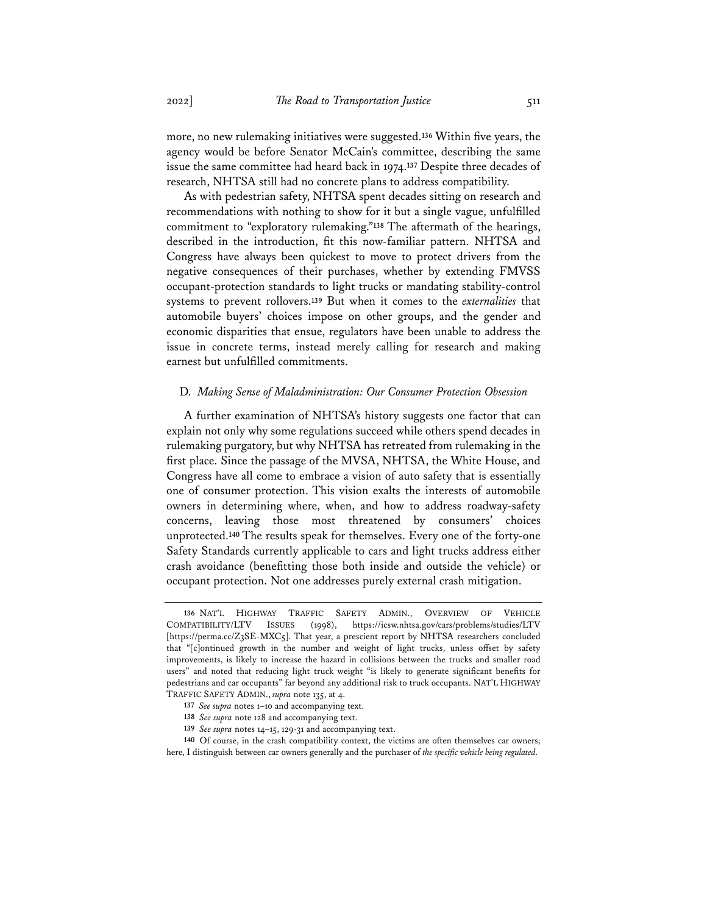more, no new rulemaking initiatives were suggested.[136] Within five years, the agency would be before Senator McCain's committee, describing the same issue the same committee had heard back in 1974.[137] Despite three decades of research, NHTSA still had no concrete plans to address compatibility.

As with pedestrian safety, NHTSA spent decades sitting on research and recommendations with nothing to show for it but a single vague, unfulfilled commitment to "exploratory rulemaking."[138] The aftermath of the hearings, described in the introduction, fit this now-familiar pattern. NHTSA and Congress have always been quickest to move to protect drivers from the negative consequences of their purchases, whether by extending FMVSS occupant-protection standards to light trucks or mandating stability-control systems to prevent rollovers.[139] But when it comes to the *externalities* that automobile buyers' choices impose on other groups, and the gender and economic disparities that ensue, regulators have been unable to address the issue in concrete terms, instead merely calling for research and making earnest but unfulfilled commitments.

### D. *Making Sense of Maladministration: Our Consumer Protection Obsession*

A further examination of NHTSA's history suggests one factor that can explain not only why some regulations succeed while others spend decades in rulemaking purgatory, but why NHTSA has retreated from rulemaking in the first place. Since the passage of the MVSA, NHTSA, the White House, and Congress have all come to embrace a vision of auto safety that is essentially one of consumer protection. This vision exalts the interests of automobile owners in determining where, when, and how to address roadway-safety concerns, leaving those most threatened by consumers' choices unprotected.[140] The results speak for themselves. Every one of the forty-one Safety Standards currently applicable to cars and light trucks address either crash avoidance (benefitting those both inside and outside the vehicle) or occupant protection. Not one addresses purely external crash mitigation.

---

136 NAT'L HIGHWAY TRAFFIC SAFETY ADMIN., OVERVIEW OF VEHICLE COMPATIBILITY/LTV ISSUES (1998), https://icsw.nhtsa.gov/cars/problems/studies/LTV [https://perma.cc/Z3SE-MXC5]. That year, a prescient report by NHTSA researchers concluded that "[c]ontinued growth in the number and weight of light trucks, unless offset by safety improvements, is likely to increase the hazard in collisions between the trucks and smaller road users" and noted that reducing light truck weight "is likely to generate significant benefits for pedestrians and car occupants" far beyond any additional risk to truck occupants. NAT'L HIGHWAY TRAFFIC SAFETY ADMIN., *supra* note 135, at 4.

137 *See supra* notes 1–10 and accompanying text.

138 *See supra* note 128 and accompanying text.

139 *See supra* notes 14–15, 129-31 and accompanying text.

140 Of course, in the crash compatibility context, the victims are often themselves car owners; here, I distinguish between car owners generally and the purchaser of *the specific vehicle being regulated*.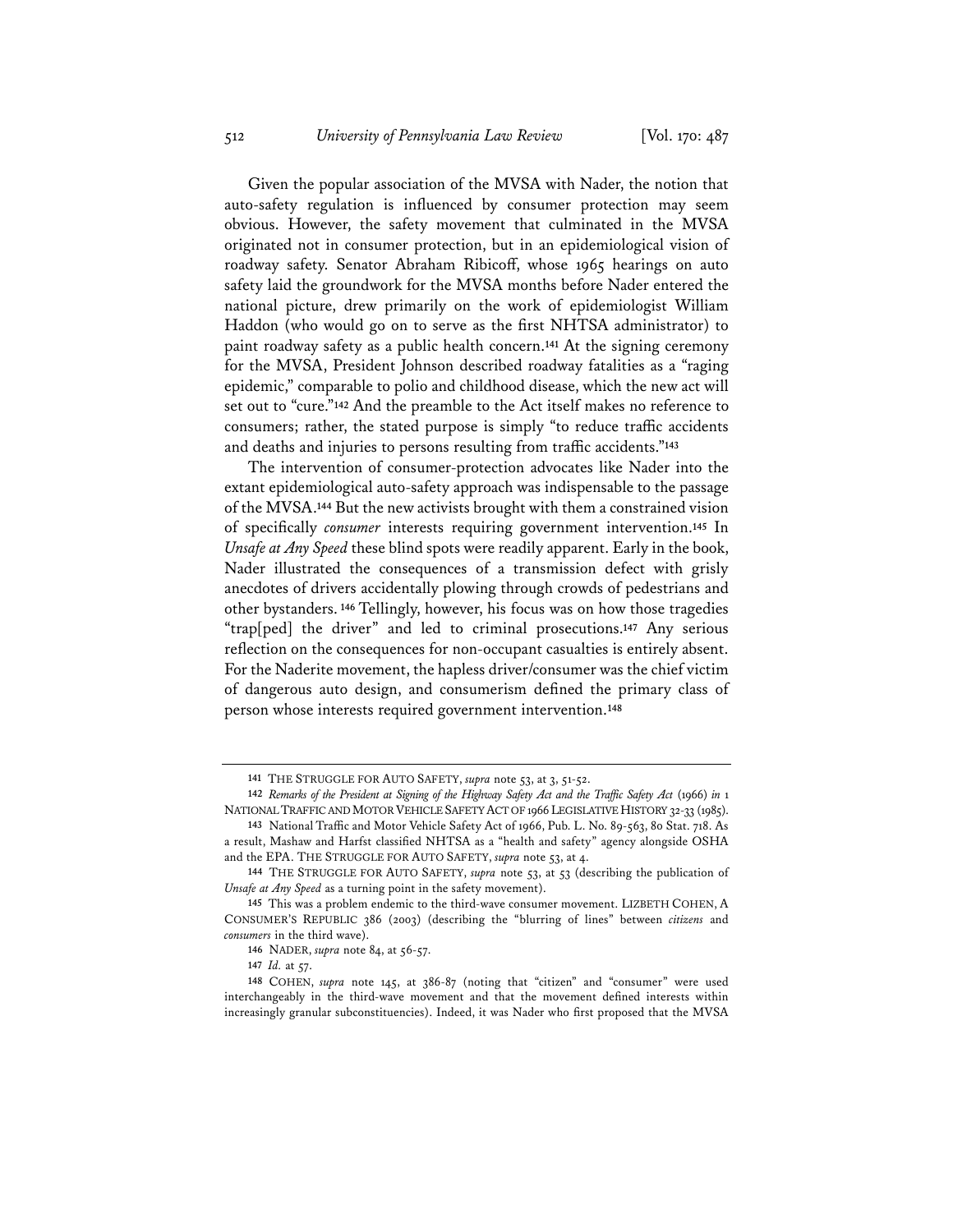Given the popular association of the MVSA with Nader, the notion that auto-safety regulation is influenced by consumer protection may seem obvious. However, the safety movement that culminated in the MVSA originated not in consumer protection, but in an epidemiological vision of roadway safety. Senator Abraham Ribicoff, whose 1965 hearings on auto safety laid the groundwork for the MVSA months before Nader entered the national picture, drew primarily on the work of epidemiologist William Haddon (who would go on to serve as the first NHTSA administrator) to paint roadway safety as a public health concern.[141] At the signing ceremony for the MVSA, President Johnson described roadway fatalities as a "raging epidemic," comparable to polio and childhood disease, which the new act will set out to "cure."[142] And the preamble to the Act itself makes no reference to consumers; rather, the stated purpose is simply "to reduce traffic accidents and deaths and injuries to persons resulting from traffic accidents."[143]

The intervention of consumer-protection advocates like Nader into the extant epidemiological auto-safety approach was indispensable to the passage of the MVSA.[144] But the new activists brought with them a constrained vision of specifically *consumer* interests requiring government intervention.[145] In *Unsafe at Any Speed* these blind spots were readily apparent. Early in the book, Nader illustrated the consequences of a transmission defect with grisly anecdotes of drivers accidentally plowing through crowds of pedestrians and other bystanders.[146] Tellingly, however, his focus was on how those tragedies "trap[ped] the driver" and led to criminal prosecutions.[147] Any serious reflection on the consequences for non-occupant casualties is entirely absent. For the Naderite movement, the hapless driver/consumer was the chief victim of dangerous auto design, and consumerism defined the primary class of person whose interests required government intervention.[148]

---

[141] THE STRUGGLE FOR AUTO SAFETY, *supra* note 53, at 3, 51-52.

[142] *Remarks of the President at Signing of the Highway Safety Act and the Traffic Safety Act* (1966) *in* 1 NATIONAL TRAFFIC AND MOTOR VEHICLE SAFETY ACT OF 1966 LEGISLATIVE HISTORY 32-33 (1985).

[143] National Traffic and Motor Vehicle Safety Act of 1966, Pub. L. No. 89-563, 80 Stat. 718. As a result, Mashaw and Harfst classified NHTSA as a "health and safety" agency alongside OSHA and the EPA. THE STRUGGLE FOR AUTO SAFETY, *supra* note 53, at 4.

[144] THE STRUGGLE FOR AUTO SAFETY, *supra* note 53, at 53 (describing the publication of *Unsafe at Any Speed* as a turning point in the safety movement).

[145] This was a problem endemic to the third-wave consumer movement. LIZBETH COHEN, A CONSUMER'S REPUBLIC 386 (2003) (describing the "blurring of lines" between *citizens* and *consumers* in the third wave).

[146] NADER, *supra* note 84, at 56-57.

[147] *Id.* at 57.

[148] COHEN, *supra* note 145, at 386-87 (noting that "citizen" and "consumer" were used interchangeably in the third-wave movement and that the movement defined interests within increasingly granular subconstituencies). Indeed, it was Nader who first proposed that the MVSA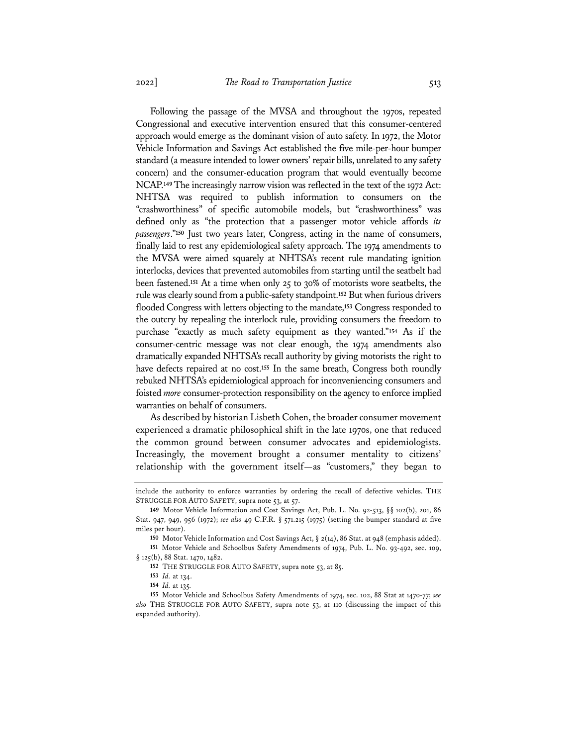Following the passage of the MVSA and throughout the 1970s, repeated Congressional and executive intervention ensured that this consumer-centered approach would emerge as the dominant vision of auto safety. In 1972, the Motor Vehicle Information and Savings Act established the five mile-per-hour bumper standard (a measure intended to lower owners' repair bills, unrelated to any safety concern) and the consumer-education program that would eventually become NCAP.[149] The increasingly narrow vision was reflected in the text of the 1972 Act: NHTSA was required to publish information to consumers on the "crashworthiness" of specific automobile models, but "crashworthiness" was defined only as "the protection that a passenger motor vehicle affords *its passengers*."[150] Just two years later, Congress, acting in the name of consumers, finally laid to rest any epidemiological safety approach. The 1974 amendments to the MVSA were aimed squarely at NHTSA's recent rule mandating ignition interlocks, devices that prevented automobiles from starting until the seatbelt had been fastened.[151] At a time when only 25 to 30% of motorists wore seatbelts, the rule was clearly sound from a public-safety standpoint.[152] But when furious drivers flooded Congress with letters objecting to the mandate,[153] Congress responded to the outcry by repealing the interlock rule, providing consumers the freedom to purchase "exactly as much safety equipment as they wanted."[154] As if the consumer-centric message was not clear enough, the 1974 amendments also dramatically expanded NHTSA's recall authority by giving motorists the right to have defects repaired at no cost.[155] In the same breath, Congress both roundly rebuked NHTSA's epidemiological approach for inconveniencing consumers and foisted *more* consumer-protection responsibility on the agency to enforce implied warranties on behalf of consumers.

As described by historian Lisbeth Cohen, the broader consumer movement experienced a dramatic philosophical shift in the late 1970s, one that reduced the common ground between consumer advocates and epidemiologists. Increasingly, the movement brought a consumer mentality to citizens' relationship with the government itself—as "customers," they began to

---

include the authority to enforce warranties by ordering the recall of defective vehicles. THE STRUGGLE FOR AUTO SAFETY, supra note 53, at 57.

149 Motor Vehicle Information and Cost Savings Act, Pub. L. No. 92-513, §§ 102(b), 201, 86 Stat. 947, 949, 956 (1972); *see also* 49 C.F.R. § 571.215 (1975) (setting the bumper standard at five miles per hour).

150 Motor Vehicle Information and Cost Savings Act, § 2(14), 86 Stat. at 948 (emphasis added).

151 Motor Vehicle and Schoolbus Safety Amendments of 1974, Pub. L. No. 93-492, sec. 109, § 125(b), 88 Stat. 1470, 1482.

152 THE STRUGGLE FOR AUTO SAFETY, supra note 53, at 85.

153 *Id.* at 134.

154 *Id.* at 135.

155 Motor Vehicle and Schoolbus Safety Amendments of 1974, sec. 102, 88 Stat at 1470-77; *see also* THE STRUGGLE FOR AUTO SAFETY, supra note 53, at 110 (discussing the impact of this expanded authority).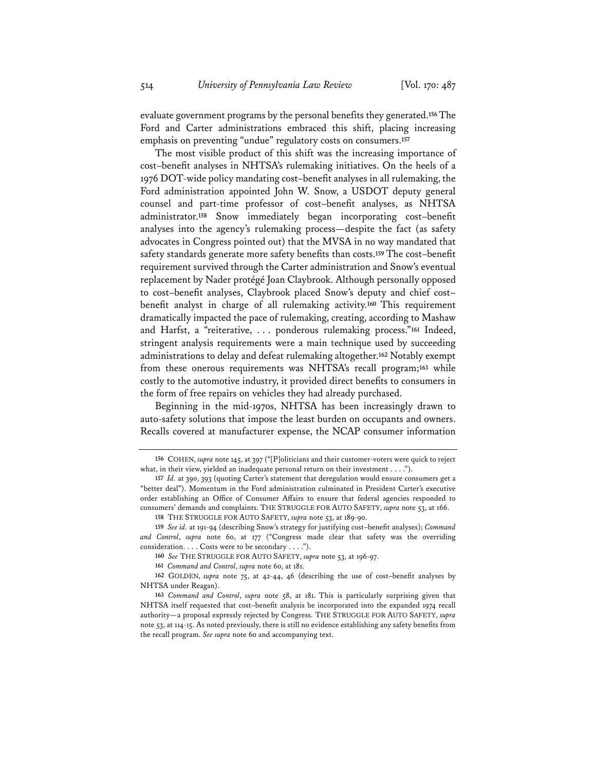evaluate government programs by the personal benefits they generated.[156] The Ford and Carter administrations embraced this shift, placing increasing emphasis on preventing "undue" regulatory costs on consumers.[157]

The most visible product of this shift was the increasing importance of cost–benefit analyses in NHTSA's rulemaking initiatives. On the heels of a 1976 DOT-wide policy mandating cost–benefit analyses in all rulemaking, the Ford administration appointed John W. Snow, a USDOT deputy general counsel and part-time professor of cost–benefit analyses, as NHTSA administrator.[158] Snow immediately began incorporating cost–benefit analyses into the agency's rulemaking process—despite the fact (as safety advocates in Congress pointed out) that the MVSA in no way mandated that safety standards generate more safety benefits than costs.[159] The cost–benefit requirement survived through the Carter administration and Snow's eventual replacement by Nader protégé Joan Claybrook. Although personally opposed to cost–benefit analyses, Claybrook placed Snow's deputy and chief cost–benefit analyst in charge of all rulemaking activity.[160] This requirement dramatically impacted the pace of rulemaking, creating, according to Mashaw and Harfst, a "reiterative, . . . ponderous rulemaking process."[161] Indeed, stringent analysis requirements were a main technique used by succeeding administrations to delay and defeat rulemaking altogether.[162] Notably exempt from these onerous requirements was NHTSA's recall program;[163] while costly to the automotive industry, it provided direct benefits to consumers in the form of free repairs on vehicles they had already purchased.

Beginning in the mid-1970s, NHTSA has been increasingly drawn to auto-safety solutions that impose the least burden on occupants and owners. Recalls covered at manufacturer expense, the NCAP consumer information

---

156 COHEN, *supra* note 145, at 397 ("[P]oliticians and their customer-voters were quick to reject what, in their view, yielded an inadequate personal return on their investment . . . .").

157 *Id.* at 390, 393 (quoting Carter's statement that deregulation would ensure consumers get a "better deal"). Momentum in the Ford administration culminated in President Carter's executive order establishing an Office of Consumer Affairs to ensure that federal agencies responded to consumers' demands and complaints. THE STRUGGLE FOR AUTO SAFETY, *supra* note 53, at 166.

158 THE STRUGGLE FOR AUTO SAFETY, *supra* note 53, at 189-90.

159 *See id.* at 191-94 (describing Snow's strategy for justifying cost–benefit analyses); *Command and Control*, *supra* note 60, at 177 ("Congress made clear that safety was the overriding consideration. . . . Costs were to be secondary . . . .").

160 *See* THE STRUGGLE FOR AUTO SAFETY, *supra* note 53, at 196-97.

161 *Command and Control*, *supra* note 60, at 181.

162 GOLDEN, *supra* note 75, at 42-44, 46 (describing the use of cost–benefit analyses by NHTSA under Reagan).

163 *Command and Control*, *supra* note 58, at 181. This is particularly surprising given that NHTSA itself requested that cost–benefit analysis be incorporated into the expanded 1974 recall authority—a proposal expressly rejected by Congress. THE STRUGGLE FOR AUTO SAFETY, *supra* note 53, at 114-15. As noted previously, there is still no evidence establishing any safety benefits from the recall program. *See supra* note 60 and accompanying text.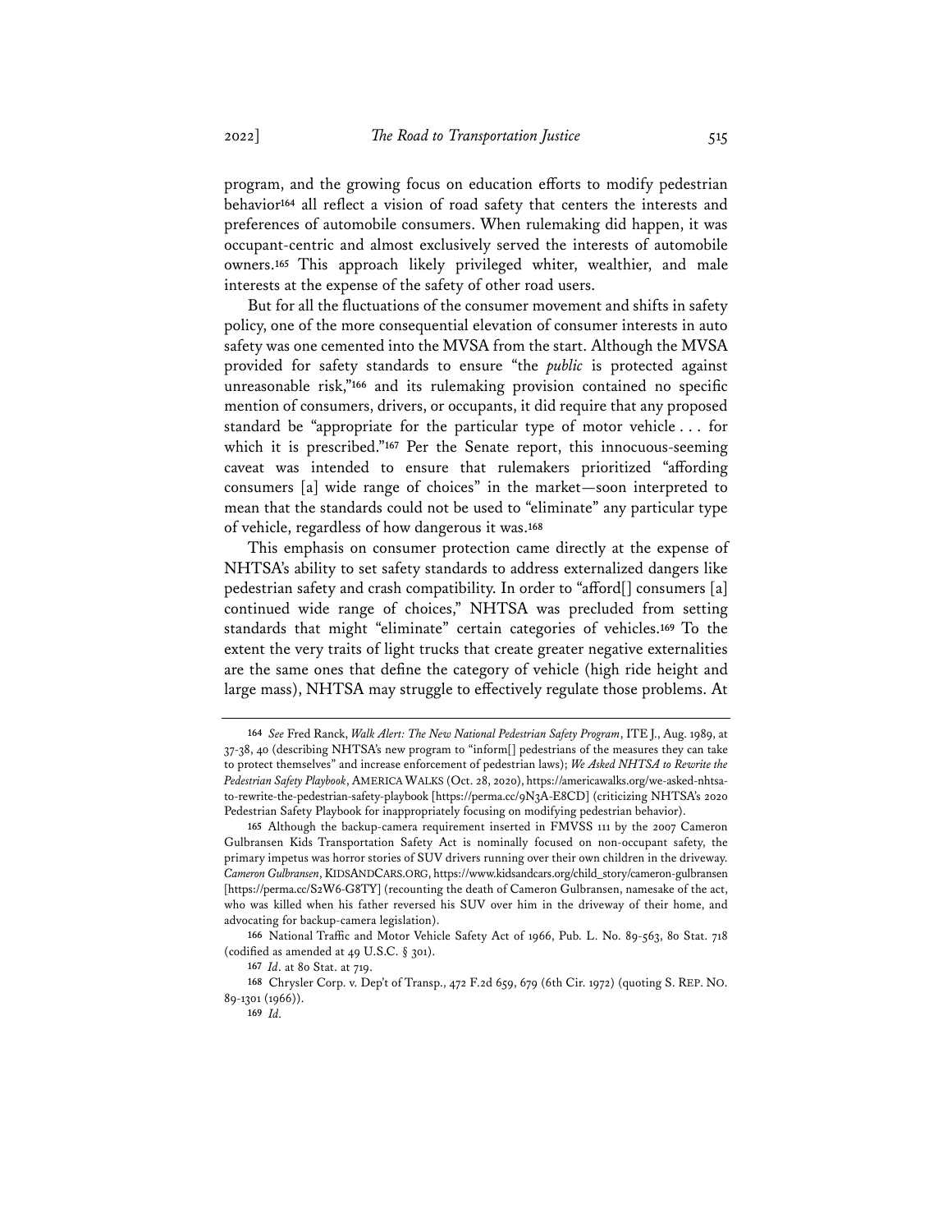program, and the growing focus on education efforts to modify pedestrian behavior[164] all reflect a vision of road safety that centers the interests and preferences of automobile consumers. When rulemaking did happen, it was occupant-centric and almost exclusively served the interests of automobile owners.[165] This approach likely privileged whiter, wealthier, and male interests at the expense of the safety of other road users.

But for all the fluctuations of the consumer movement and shifts in safety policy, one of the more consequential elevation of consumer interests in auto safety was one cemented into the MVSA from the start. Although the MVSA provided for safety standards to ensure "the *public* is protected against unreasonable risk,"[166] and its rulemaking provision contained no specific mention of consumers, drivers, or occupants, it did require that any proposed standard be "appropriate for the particular type of motor vehicle . . . for which it is prescribed."[167] Per the Senate report, this innocuous-seeming caveat was intended to ensure that rulemakers prioritized "affording consumers [a] wide range of choices" in the market—soon interpreted to mean that the standards could not be used to "eliminate" any particular type of vehicle, regardless of how dangerous it was.[168]

This emphasis on consumer protection came directly at the expense of NHTSA's ability to set safety standards to address externalized dangers like pedestrian safety and crash compatibility. In order to "afford[] consumers [a] continued wide range of choices," NHTSA was precluded from setting standards that might "eliminate" certain categories of vehicles.[169] To the extent the very traits of light trucks that create greater negative externalities are the same ones that define the category of vehicle (high ride height and large mass), NHTSA may struggle to effectively regulate those problems. At

---

164 *See* Fred Ranck, *Walk Alert: The New National Pedestrian Safety Program*, ITE J., Aug. 1989, at 37-38, 40 (describing NHTSA's new program to "inform[] pedestrians of the measures they can take to protect themselves" and increase enforcement of pedestrian laws); *We Asked NHTSA to Rewrite the Pedestrian Safety Playbook*, AMERICA WALKS (Oct. 28, 2020), https://americawalks.org/we-asked-nhtsa-to-rewrite-the-pedestrian-safety-playbook [https://perma.cc/9N3A-E8CD] (criticizing NHTSA's 2020 Pedestrian Safety Playbook for inappropriately focusing on modifying pedestrian behavior).

165 Although the backup-camera requirement inserted in FMVSS 111 by the 2007 Cameron Gulbransen Kids Transportation Safety Act is nominally focused on non-occupant safety, the primary impetus was horror stories of SUV drivers running over their own children in the driveway. *Cameron Gulbransen*, KIDSANDCARS.ORG, https://www.kidsandcars.org/child_story/cameron-gulbransen [https://perma.cc/S2W6-G8TY] (recounting the death of Cameron Gulbransen, namesake of the act, who was killed when his father reversed his SUV over him in the driveway of their home, and advocating for backup-camera legislation).

166 National Traffic and Motor Vehicle Safety Act of 1966, Pub. L. No. 89-563, 80 Stat. 718 (codified as amended at 49 U.S.C. § 301).

167 *Id*. at 80 Stat. at 719.

168 Chrysler Corp. v. Dep't of Transp., 472 F.2d 659, 679 (6th Cir. 1972) (quoting S. REP. NO. 89-1301 (1966)).

169 *Id*.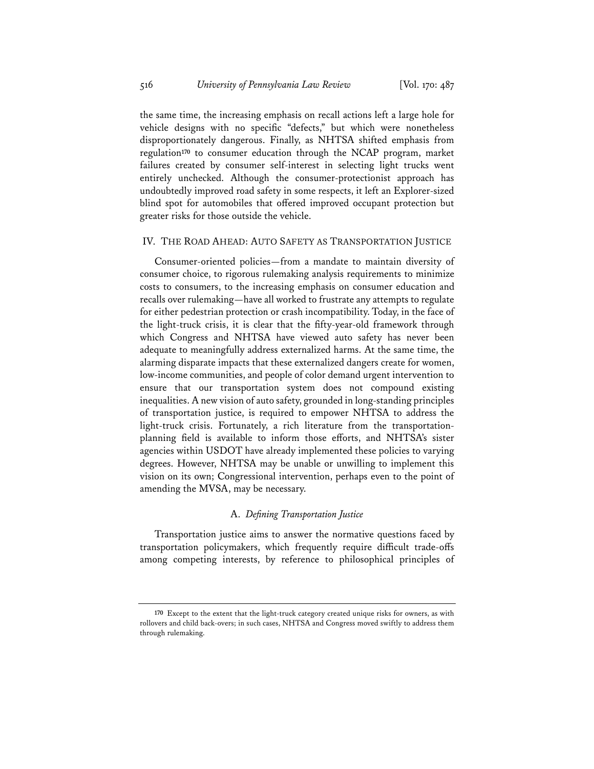the same time, the increasing emphasis on recall actions left a large hole for vehicle designs with no specific "defects," but which were nonetheless disproportionately dangerous. Finally, as NHTSA shifted emphasis from regulation[170] to consumer education through the NCAP program, market failures created by consumer self-interest in selecting light trucks went entirely unchecked. Although the consumer-protectionist approach has undoubtedly improved road safety in some respects, it left an Explorer-sized blind spot for automobiles that offered improved occupant protection but greater risks for those outside the vehicle.

## IV. THE ROAD AHEAD: AUTO SAFETY AS TRANSPORTATION JUSTICE

Consumer-oriented policies—from a mandate to maintain diversity of consumer choice, to rigorous rulemaking analysis requirements to minimize costs to consumers, to the increasing emphasis on consumer education and recalls over rulemaking—have all worked to frustrate any attempts to regulate for either pedestrian protection or crash incompatibility. Today, in the face of the light-truck crisis, it is clear that the fifty-year-old framework through which Congress and NHTSA have viewed auto safety has never been adequate to meaningfully address externalized harms. At the same time, the alarming disparate impacts that these externalized dangers create for women, low-income communities, and people of color demand urgent intervention to ensure that our transportation system does not compound existing inequalities. A new vision of auto safety, grounded in long-standing principles of transportation justice, is required to empower NHTSA to address the light-truck crisis. Fortunately, a rich literature from the transportation-planning field is available to inform those efforts, and NHTSA's sister agencies within USDOT have already implemented these policies to varying degrees. However, NHTSA may be unable or unwilling to implement this vision on its own; Congressional intervention, perhaps even to the point of amending the MVSA, may be necessary.

### A. *Defining Transportation Justice*

Transportation justice aims to answer the normative questions faced by transportation policymakers, which frequently require difficult trade-offs among competing interests, by reference to philosophical principles of

---

[170] Except to the extent that the light-truck category created unique risks for owners, as with rollovers and child back-overs; in such cases, NHTSA and Congress moved swiftly to address them through rulemaking.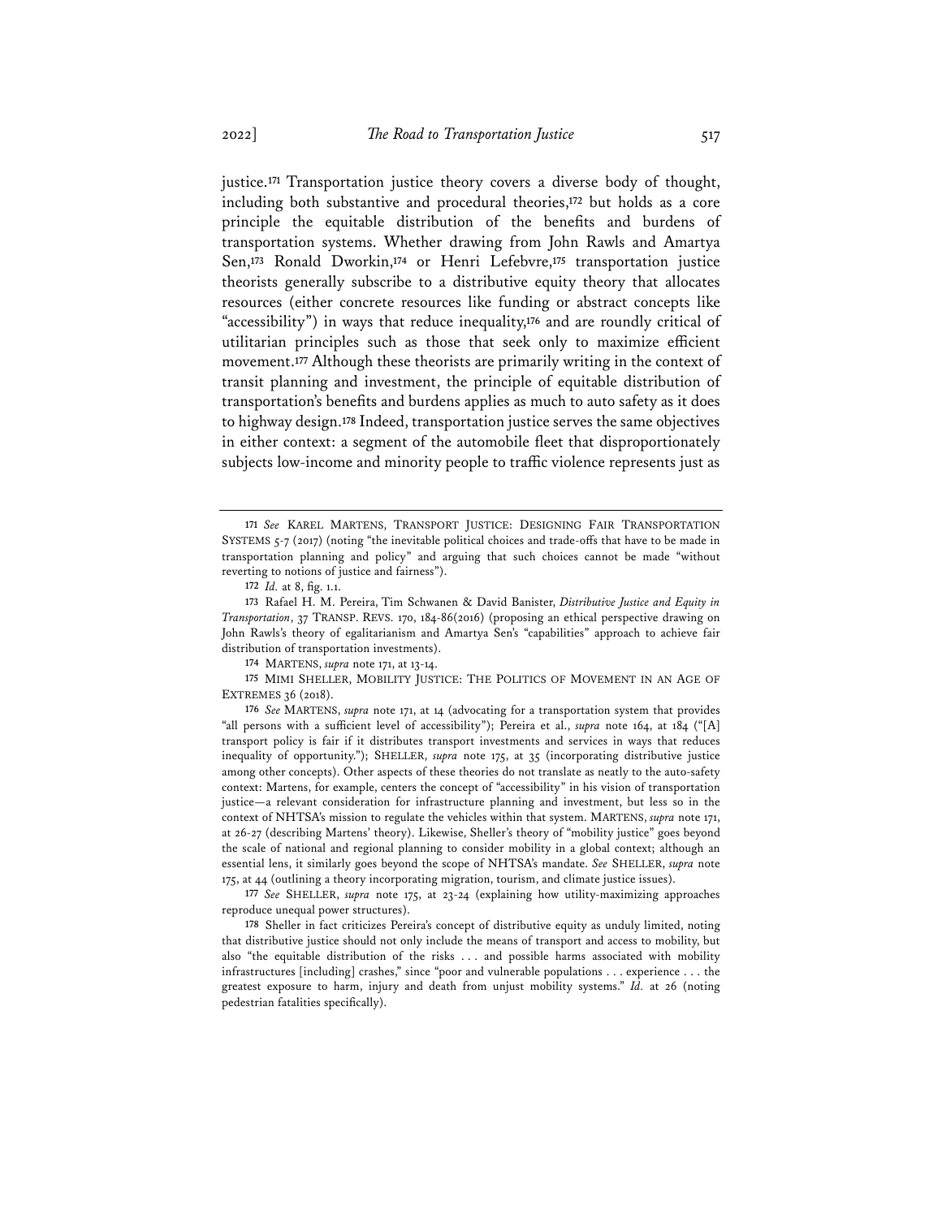justice.[171] Transportation justice theory covers a diverse body of thought, including both substantive and procedural theories,[172] but holds as a core principle the equitable distribution of the benefits and burdens of transportation systems. Whether drawing from John Rawls and Amartya Sen,[173] Ronald Dworkin,[174] or Henri Lefebvre,[175] transportation justice theorists generally subscribe to a distributive equity theory that allocates resources (either concrete resources like funding or abstract concepts like "accessibility") in ways that reduce inequality,[176] and are roundly critical of utilitarian principles such as those that seek only to maximize efficient movement.[177] Although these theorists are primarily writing in the context of transit planning and investment, the principle of equitable distribution of transportation's benefits and burdens applies as much to auto safety as it does to highway design.[178] Indeed, transportation justice serves the same objectives in either context: a segment of the automobile fleet that disproportionately subjects low-income and minority people to traffic violence represents just as

---

171 *See* KAREL MARTENS, TRANSPORT JUSTICE: DESIGNING FAIR TRANSPORTATION SYSTEMS 5-7 (2017) (noting "the inevitable political choices and trade-offs that have to be made in transportation planning and policy" and arguing that such choices cannot be made "without reverting to notions of justice and fairness").

172 *Id.* at 8, fig. 1.1.

173 Rafael H. M. Pereira, Tim Schwanen & David Banister, *Distributive Justice and Equity in Transportation*, 37 TRANSP. REVS. 170, 184-86(2016) (proposing an ethical perspective drawing on John Rawls's theory of egalitarianism and Amartya Sen's "capabilities" approach to achieve fair distribution of transportation investments).

174 MARTENS, *supra* note 171, at 13-14.

175 MIMI SHELLER, MOBILITY JUSTICE: THE POLITICS OF MOVEMENT IN AN AGE OF EXTREMES 36 (2018).

176 *See* MARTENS, *supra* note 171, at 14 (advocating for a transportation system that provides "all persons with a sufficient level of accessibility"); Pereira et al., *supra* note 164, at 184 ("[A] transport policy is fair if it distributes transport investments and services in ways that reduces inequality of opportunity."); SHELLER, *supra* note 175, at 35 (incorporating distributive justice among other concepts). Other aspects of these theories do not translate as neatly to the auto-safety context: Martens, for example, centers the concept of "accessibility" in his vision of transportation justice—a relevant consideration for infrastructure planning and investment, but less so in the context of NHTSA's mission to regulate the vehicles within that system. MARTENS, *supra* note 171, at 26-27 (describing Martens' theory). Likewise, Sheller's theory of "mobility justice" goes beyond the scale of national and regional planning to consider mobility in a global context; although an essential lens, it similarly goes beyond the scope of NHTSA's mandate. *See* SHELLER, *supra* note 175, at 44 (outlining a theory incorporating migration, tourism, and climate justice issues).

177 *See* SHELLER, *supra* note 175, at 23-24 (explaining how utility-maximizing approaches reproduce unequal power structures).

178 Sheller in fact criticizes Pereira's concept of distributive equity as unduly limited, noting that distributive justice should not only include the means of transport and access to mobility, but also "the equitable distribution of the risks . . . and possible harms associated with mobility infrastructures [including] crashes," since "poor and vulnerable populations . . . experience . . . the greatest exposure to harm, injury and death from unjust mobility systems." *Id.* at 26 (noting pedestrian fatalities specifically).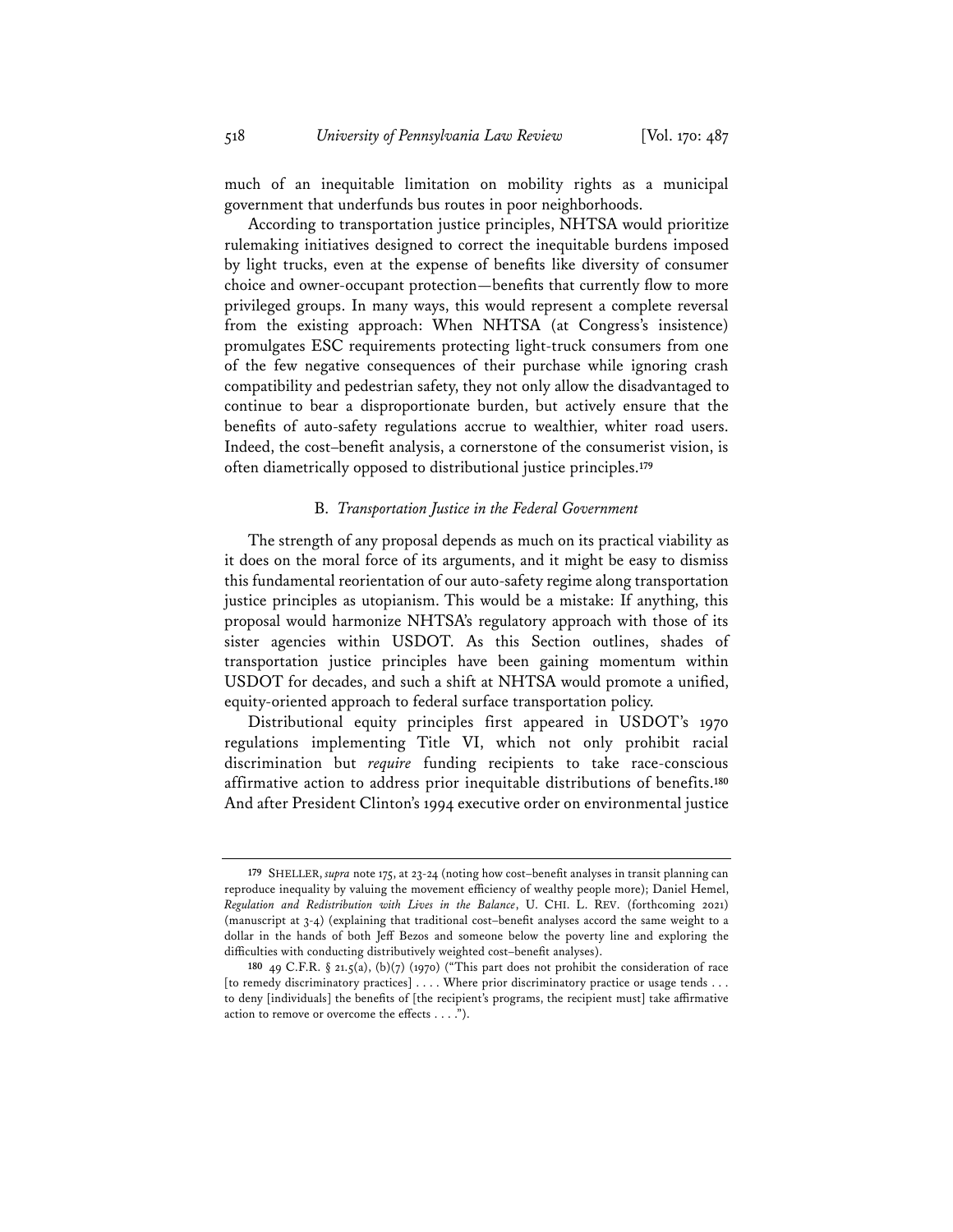much of an inequitable limitation on mobility rights as a municipal government that underfunds bus routes in poor neighborhoods.

According to transportation justice principles, NHTSA would prioritize rulemaking initiatives designed to correct the inequitable burdens imposed by light trucks, even at the expense of benefits like diversity of consumer choice and owner-occupant protection—benefits that currently flow to more privileged groups. In many ways, this would represent a complete reversal from the existing approach: When NHTSA (at Congress's insistence) promulgates ESC requirements protecting light-truck consumers from one of the few negative consequences of their purchase while ignoring crash compatibility and pedestrian safety, they not only allow the disadvantaged to continue to bear a disproportionate burden, but actively ensure that the benefits of auto-safety regulations accrue to wealthier, whiter road users. Indeed, the cost–benefit analysis, a cornerstone of the consumerist vision, is often diametrically opposed to distributional justice principles.[179]

### B. *Transportation Justice in the Federal Government*

The strength of any proposal depends as much on its practical viability as it does on the moral force of its arguments, and it might be easy to dismiss this fundamental reorientation of our auto-safety regime along transportation justice principles as utopianism. This would be a mistake: If anything, this proposal would harmonize NHTSA's regulatory approach with those of its sister agencies within USDOT. As this Section outlines, shades of transportation justice principles have been gaining momentum within USDOT for decades, and such a shift at NHTSA would promote a unified, equity-oriented approach to federal surface transportation policy.

Distributional equity principles first appeared in USDOT's 1970 regulations implementing Title VI, which not only prohibit racial discrimination but *require* funding recipients to take race-conscious affirmative action to address prior inequitable distributions of benefits.[180] And after President Clinton's 1994 executive order on environmental justice

---

[179] SHELLER, *supra* note 175, at 23-24 (noting how cost–benefit analyses in transit planning can reproduce inequality by valuing the movement efficiency of wealthy people more); Daniel Hemel, *Regulation and Redistribution with Lives in the Balance*, U. CHI. L. REV. (forthcoming 2021) (manuscript at 3-4) (explaining that traditional cost–benefit analyses accord the same weight to a dollar in the hands of both Jeff Bezos and someone below the poverty line and exploring the difficulties with conducting distributively weighted cost–benefit analyses).

[180] 49 C.F.R. § 21.5(a), (b)(7) (1970) ("This part does not prohibit the consideration of race [to remedy discriminatory practices] . . . . Where prior discriminatory practice or usage tends . . . to deny [individuals] the benefits of [the recipient's programs, the recipient must] take affirmative action to remove or overcome the effects . . . .").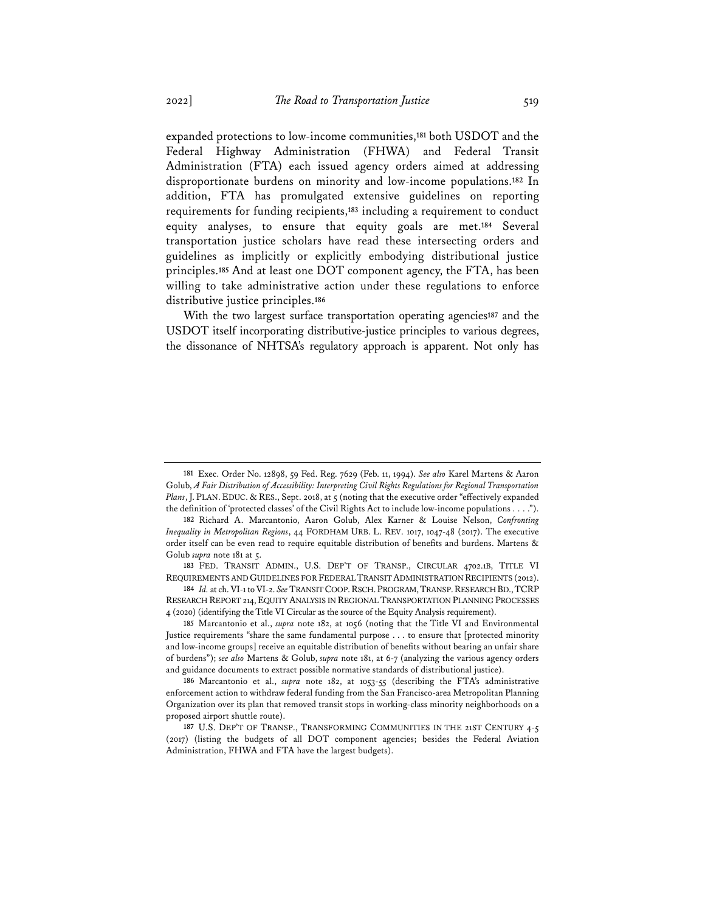expanded protections to low-income communities,[181] both USDOT and the Federal Highway Administration (FHWA) and Federal Transit Administration (FTA) each issued agency orders aimed at addressing disproportionate burdens on minority and low-income populations.[182] In addition, FTA has promulgated extensive guidelines on reporting requirements for funding recipients,[183] including a requirement to conduct equity analyses, to ensure that equity goals are met.[184] Several transportation justice scholars have read these intersecting orders and guidelines as implicitly or explicitly embodying distributional justice principles.[185] And at least one DOT component agency, the FTA, has been willing to take administrative action under these regulations to enforce distributive justice principles.[186]

With the two largest surface transportation operating agencies[187] and the USDOT itself incorporating distributive-justice principles to various degrees, the dissonance of NHTSA's regulatory approach is apparent. Not only has

---

181 Exec. Order No. 12898, 59 Fed. Reg. 7629 (Feb. 11, 1994). *See also* Karel Martens & Aaron Golub, *A Fair Distribution of Accessibility: Interpreting Civil Rights Regulations for Regional Transportation Plans*, J. PLAN. EDUC. & RES., Sept. 2018, at 5 (noting that the executive order "effectively expanded the definition of 'protected classes' of the Civil Rights Act to include low-income populations . . . .").

182 Richard A. Marcantonio, Aaron Golub, Alex Karner & Louise Nelson, *Confronting Inequality in Metropolitan Regions*, 44 FORDHAM URB. L. REV. 1017, 1047-48 (2017). The executive order itself can be even read to require equitable distribution of benefits and burdens. Martens & Golub *supra* note 181 at 5.

183 FED. TRANSIT ADMIN., U.S. DEP'T OF TRANSP., CIRCULAR 4702.1B, TITLE VI REQUIREMENTS AND GUIDELINES FOR FEDERAL TRANSIT ADMINISTRATION RECIPIENTS (2012).

184 *Id.* at ch. VI-1 to VI-2. *See* TRANSIT COOP. RSCH. PROGRAM, TRANSP. RESEARCH BD., TCRP RESEARCH REPORT 214, EQUITY ANALYSIS IN REGIONAL TRANSPORTATION PLANNING PROCESSES 4 (2020) (identifying the Title VI Circular as the source of the Equity Analysis requirement).

185 Marcantonio et al., *supra* note 182, at 1056 (noting that the Title VI and Environmental Justice requirements "share the same fundamental purpose . . . to ensure that [protected minority and low-income groups] receive an equitable distribution of benefits without bearing an unfair share of burdens"); *see also* Martens & Golub, *supra* note 181, at 6-7 (analyzing the various agency orders and guidance documents to extract possible normative standards of distributional justice).

186 Marcantonio et al., *supra* note 182, at 1053-55 (describing the FTA's administrative enforcement action to withdraw federal funding from the San Francisco-area Metropolitan Planning Organization over its plan that removed transit stops in working-class minority neighborhoods on a proposed airport shuttle route).

187 U.S. DEP'T OF TRANSP., TRANSFORMING COMMUNITIES IN THE 21ST CENTURY 4-5 (2017) (listing the budgets of all DOT component agencies; besides the Federal Aviation Administration, FHWA and FTA have the largest budgets).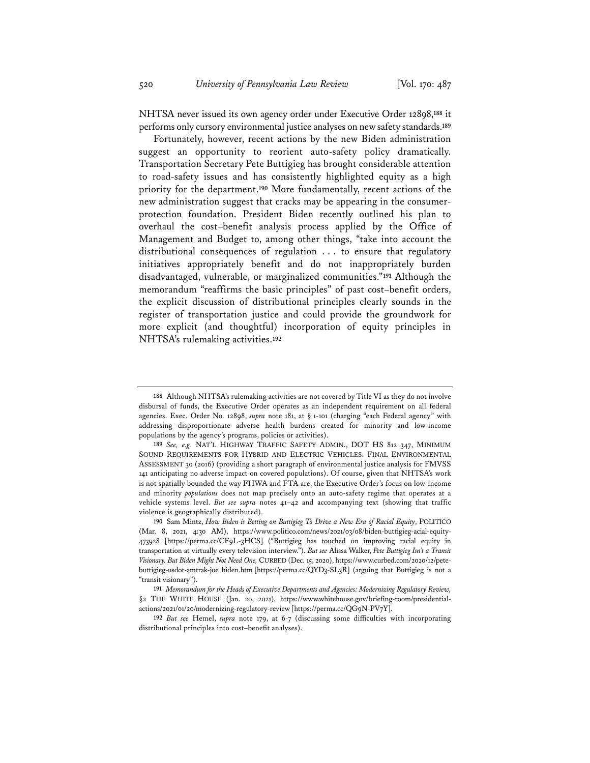NHTSA never issued its own agency order under Executive Order 12898,[188] it performs only cursory environmental justice analyses on new safety standards.[189]

Fortunately, however, recent actions by the new Biden administration suggest an opportunity to reorient auto-safety policy dramatically. Transportation Secretary Pete Buttigieg has brought considerable attention to road-safety issues and has consistently highlighted equity as a high priority for the department.[190] More fundamentally, recent actions of the new administration suggest that cracks may be appearing in the consumer-protection foundation. President Biden recently outlined his plan to overhaul the cost–benefit analysis process applied by the Office of Management and Budget to, among other things, "take into account the distributional consequences of regulation . . . to ensure that regulatory initiatives appropriately benefit and do not inappropriately burden disadvantaged, vulnerable, or marginalized communities."[191] Although the memorandum "reaffirms the basic principles" of past cost–benefit orders, the explicit discussion of distributional principles clearly sounds in the register of transportation justice and could provide the groundwork for more explicit (and thoughtful) incorporation of equity principles in NHTSA's rulemaking activities.[192]

---

188 Although NHTSA's rulemaking activities are not covered by Title VI as they do not involve disbursal of funds, the Executive Order operates as an independent requirement on all federal agencies. Exec. Order No. 12898, *supra* note 181, at § 1-101 (charging "each Federal agency" with addressing disproportionate adverse health burdens created for minority and low-income populations by the agency's programs, policies or activities).

189 *See, e.g.* NAT'L HIGHWAY TRAFFIC SAFETY ADMIN., DOT HS 812 347, MINIMUM SOUND REQUIREMENTS FOR HYBRID AND ELECTRIC VEHICLES: FINAL ENVIRONMENTAL ASSESSMENT 30 (2016) (providing a short paragraph of environmental justice analysis for FMVSS 141 anticipating no adverse impact on covered populations). Of course, given that NHTSA's work is not spatially bounded the way FHWA and FTA are, the Executive Order's focus on low-income and minority *populations* does not map precisely onto an auto-safety regime that operates at a vehicle systems level. *But see supra* notes 41–42 and accompanying text (showing that traffic violence is geographically distributed).

190 Sam Mintz, *How Biden is Betting on Buttigieg To Drive a New Era of Racial Equity*, POLITICO (Mar. 8, 2021, 4:30 AM), https://www.politico.com/news/2021/03/08/biden-buttigieg-acial-equity-473928 [https://perma.cc/CF9L-3HCS] ("Buttigieg has touched on improving racial equity in transportation at virtually every television interview."). *But see* Alissa Walker, *Pete Buttigieg Isn't a Transit Visionary. But Biden Might Not Need One,* CURBED (Dec. 15, 2020), https://www.curbed.com/2020/12/pete-buttigieg-usdot-amtrak-joe biden.htm [https://perma.cc/QYD3-SL3R] (arguing that Buttigieg is not a "transit visionary").

191 *Memorandum for the Heads of Executive Departments and Agencies: Modernizing Regulatory Review,* §2 THE WHITE HOUSE (Jan. 20, 2021), https://www.whitehouse.gov/briefing-room/presidential-actions/2021/01/20/modernizing-regulatory-review [https://perma.cc/QG9N-PV7Y].

192 *But see* Hemel, *supra* note 179, at 6-7 (discussing some difficulties with incorporating distributional principles into cost–benefit analyses).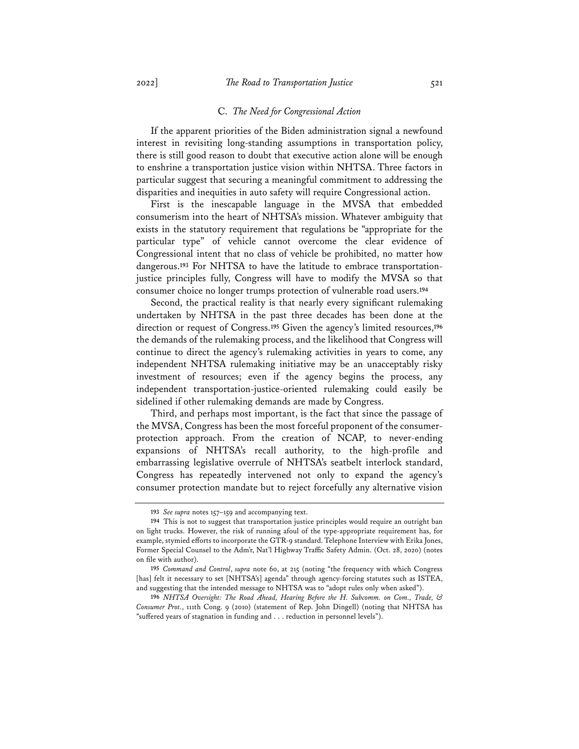### C. *The Need for Congressional Action*

If the apparent priorities of the Biden administration signal a newfound interest in revisiting long-standing assumptions in transportation policy, there is still good reason to doubt that executive action alone will be enough to enshrine a transportation justice vision within NHTSA. Three factors in particular suggest that securing a meaningful commitment to addressing the disparities and inequities in auto safety will require Congressional action.

First is the inescapable language in the MVSA that embedded consumerism into the heart of NHTSA's mission. Whatever ambiguity that exists in the statutory requirement that regulations be "appropriate for the particular type" of vehicle cannot overcome the clear evidence of Congressional intent that no class of vehicle be prohibited, no matter how dangerous.[193] For NHTSA to have the latitude to embrace transportation-justice principles fully, Congress will have to modify the MVSA so that consumer choice no longer trumps protection of vulnerable road users.[194]

Second, the practical reality is that nearly every significant rulemaking undertaken by NHTSA in the past three decades has been done at the direction or request of Congress.[195] Given the agency's limited resources,[196] the demands of the rulemaking process, and the likelihood that Congress will continue to direct the agency's rulemaking activities in years to come, any independent NHTSA rulemaking initiative may be an unacceptably risky investment of resources; even if the agency begins the process, any independent transportation-justice-oriented rulemaking could easily be sidelined if other rulemaking demands are made by Congress.

Third, and perhaps most important, is the fact that since the passage of the MVSA, Congress has been the most forceful proponent of the consumer-protection approach. From the creation of NCAP, to never-ending expansions of NHTSA's recall authority, to the high-profile and embarrassing legislative overrule of NHTSA's seatbelt interlock standard, Congress has repeatedly intervened not only to expand the agency's consumer protection mandate but to reject forcefully any alternative vision

---

193 *See supra* notes 157–159 and accompanying text.

194 This is not to suggest that transportation justice principles would require an outright ban on light trucks. However, the risk of running afoul of the type-appropriate requirement has, for example, stymied efforts to incorporate the GTR-9 standard. Telephone Interview with Erika Jones, Former Special Counsel to the Adm'r, Nat'l Highway Traffic Safety Admin. (Oct. 28, 2020) (notes on file with author).

195 *Command and Control*, *supra* note 60, at 215 (noting "the frequency with which Congress [has] felt it necessary to set [NHTSA's] agenda" through agency-forcing statutes such as ISTEA, and suggesting that the intended message to NHTSA was to "adopt rules only when asked").

196 *NHTSA Oversight: The Road Ahead, Hearing Before the H. Subcomm. on Com., Trade, & Consumer Prot.*, 111th Cong. 9 (2010) (statement of Rep. John Dingell) (noting that NHTSA has "suffered years of stagnation in funding and . . . reduction in personnel levels").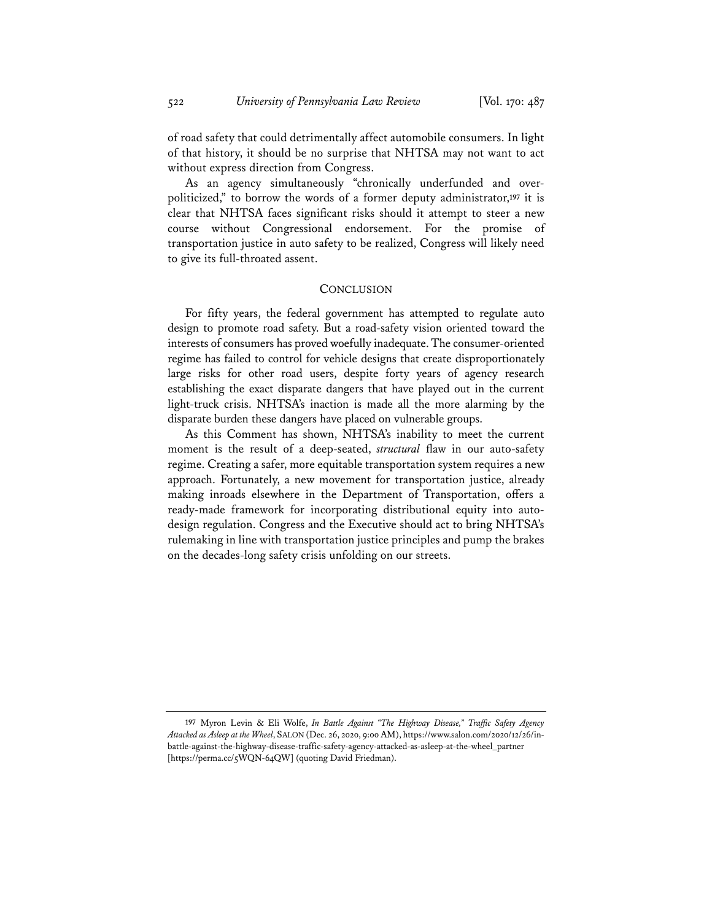of road safety that could detrimentally affect automobile consumers. In light of that history, it should be no surprise that NHTSA may not want to act without express direction from Congress.

As an agency simultaneously "chronically underfunded and over-politicized," to borrow the words of a former deputy administrator,[197] it is clear that NHTSA faces significant risks should it attempt to steer a new course without Congressional endorsement. For the promise of transportation justice in auto safety to be realized, Congress will likely need to give its full-throated assent.

## CONCLUSION

For fifty years, the federal government has attempted to regulate auto design to promote road safety. But a road-safety vision oriented toward the interests of consumers has proved woefully inadequate. The consumer-oriented regime has failed to control for vehicle designs that create disproportionately large risks for other road users, despite forty years of agency research establishing the exact disparate dangers that have played out in the current light-truck crisis. NHTSA's inaction is made all the more alarming by the disparate burden these dangers have placed on vulnerable groups.

As this Comment has shown, NHTSA's inability to meet the current moment is the result of a deep-seated, *structural* flaw in our auto-safety regime. Creating a safer, more equitable transportation system requires a new approach. Fortunately, a new movement for transportation justice, already making inroads elsewhere in the Department of Transportation, offers a ready-made framework for incorporating distributional equity into auto-design regulation. Congress and the Executive should act to bring NHTSA's rulemaking in line with transportation justice principles and pump the brakes on the decades-long safety crisis unfolding on our streets.

---

[197] Myron Levin & Eli Wolfe, *In Battle Against "The Highway Disease," Traffic Safety Agency Attacked as Asleep at the Wheel*, SALON (Dec. 26, 2020, 9:00 AM), https://www.salon.com/2020/12/26/in-battle-against-the-highway-disease-traffic-safety-agency-attacked-as-asleep-at-the-wheel_partner [https://perma.cc/5WQN-64QW] (quoting David Friedman).